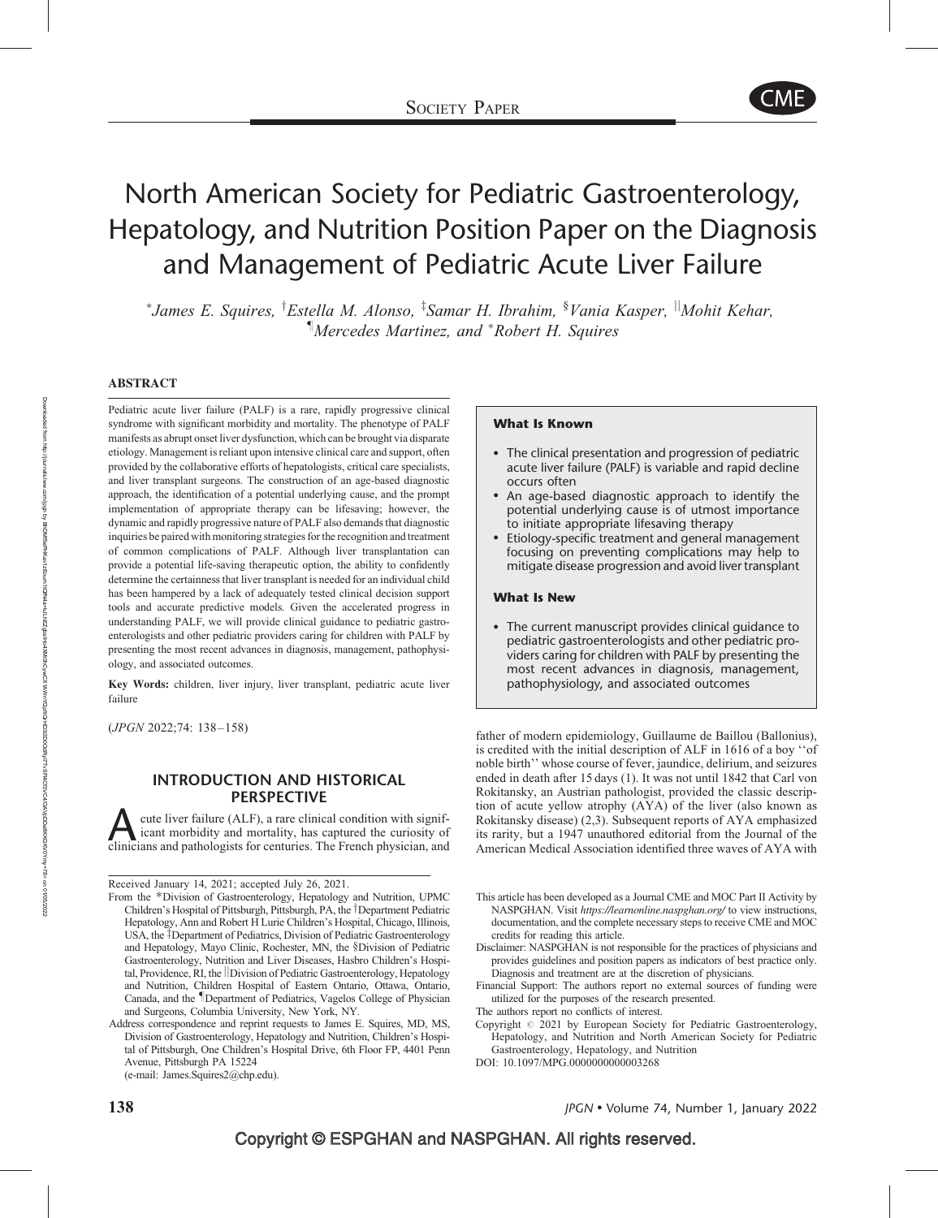# North American Society for Pediatric Gastroenterology, Hepatology, and Nutrition Position Paper on the Diagnosis and Management of Pediatric Acute Liver Failure

[*]James E. Squires, [†]Estella M. Alonso, [‡]Samar H. Ibrahim, [§]Vania Kasper, [||]Mohit Kehar, [¶]Mercedes Martinez, and [*]Robert H. Squires

## ABSTRACT

Pediatric acute liver failure (PALF) is a rare, rapidly progressive clinical syndrome with significant morbidity and mortality. The phenotype of PALF manifests as abrupt onset liver dysfunction, which can be brought via disparate etiology. Management is reliant upon intensive clinical care and support, often provided by the collaborative efforts of hepatologists, critical care specialists, and liver transplant surgeons. The construction of an age-based diagnostic approach, the identification of a potential underlying cause, and the prompt implementation of appropriate therapy can be lifesaving; however, the dynamic and rapidly progressive nature of PALF also demands that diagnostic inquiries be paired with monitoring strategies for the recognition and treatment of common complications of PALF. Although liver transplantation can provide a potential life-saving therapeutic option, the ability to confidently determine the certainness that liver transplant is needed for an individual child has been hampered by a lack of adequately tested clinical decision support tools and accurate predictive models. Given the accelerated progress in understanding PALF, we will provide clinical guidance to pediatric gastroenterologists and other pediatric providers caring for children with PALF by presenting the most recent advances in diagnosis, management, pathophysiology, and associated outcomes.

**Key Words:** children, liver injury, liver transplant, pediatric acute liver failure

(*JPGN* 2022;74: 138–158)

**What Is Known**

- The clinical presentation and progression of pediatric acute liver failure (PALF) is variable and rapid decline occurs often
- An age-based diagnostic approach to identify the potential underlying cause is of utmost importance to initiate appropriate lifesaving therapy
- Etiology-specific treatment and general management focusing on preventing complications may help to mitigate disease progression and avoid liver transplant

**What Is New**

- The current manuscript provides clinical guidance to pediatric gastroenterologists and other pediatric providers caring for children with PALF by presenting the most recent advances in diagnosis, management, pathophysiology, and associated outcomes

## INTRODUCTION AND HISTORICAL PERSPECTIVE

Acute liver failure (ALF), a rare clinical condition with significant morbidity and mortality, has captured the curiosity of clinicians and pathologists for centuries. The French physician, and father of modern epidemiology, Guillaume de Baillou (Ballonius), is credited with the initial description of ALF in 1616 of a boy ''of noble birth'' whose course of fever, jaundice, delirium, and seizures ended in death after 15 days (1). It was not until 1842 that Carl von Rokitansky, an Austrian pathologist, provided the classic description of acute yellow atrophy (AYA) of the liver (also known as Rokitansky disease) (2,3). Subsequent reports of AYA emphasized its rarity, but a 1947 unauthored editorial from the Journal of the American Medical Association identified three waves of AYA with

---

Received January 14, 2021; accepted July 26, 2021.

From the *Division of Gastroenterology, Hepatology and Nutrition, UPMC Children's Hospital of Pittsburgh, Pittsburgh, PA, the †Department Pediatric Hepatology, Ann and Robert H Lurie Children's Hospital, Chicago, Illinois, USA, the ‡Department of Pediatrics, Division of Pediatric Gastroenterology and Hepatology, Mayo Clinic, Rochester, MN, the §Division of Pediatric Gastroenterology, Nutrition and Liver Diseases, Hasbro Children's Hospital, Providence, RI, the ||Division of Pediatric Gastroenterology, Hepatology and Nutrition, Children Hospital of Eastern Ontario, Ottawa, Ontario, Canada, and the ¶Department of Pediatrics, Vagelos College of Physician and Surgeons, Columbia University, New York, NY.

Address correspondence and reprint requests to James E. Squires, MD, MS, Division of Gastroenterology, Hepatology and Nutrition, Children's Hospital of Pittsburgh, One Children's Hospital Drive, 6th Floor FP, 4401 Penn Avenue, Pittsburgh PA 15224 (e-mail: James.Squires2@chp.edu).

This article has been developed as a Journal CME and MOC Part II Activity by NASPGHAN. Visit *https://learnonline.naspghan.org/* to view instructions, documentation, and the complete necessary steps to receive CME and MOC credits for reading this article.

Disclaimer: NASPGHAN is not responsible for the practices of physicians and provides guidelines and position papers as indicators of best practice only. Diagnosis and treatment are at the discretion of physicians.

Financial Support: The authors report no external sources of funding were utilized for the purposes of the research presented.

The authors report no conflicts of interest.

Copyright © 2021 by European Society for Pediatric Gastroenterology, Hepatology, and Nutrition and North American Society for Pediatric Gastroenterology, Hepatology, and Nutrition

DOI: 10.1097/MPG.0000000000003268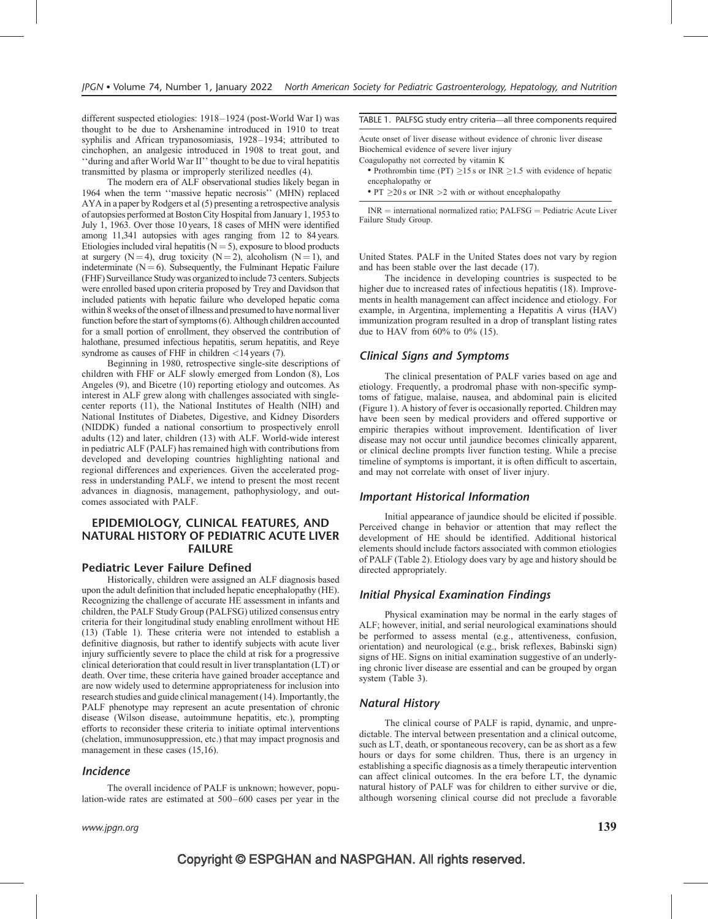different suspected etiologies: 1918–1924 (post-World War I) was thought to be due to Arshenamine introduced in 1910 to treat syphilis and African trypanosomiasis, 1928–1934; attributed to cinchophen, an analgesic introduced in 1908 to treat gout, and ''during and after World War II'' thought to be due to viral hepatitis transmitted by plasma or improperly sterilized needles (4).

The modern era of ALF observational studies likely began in 1964 when the term ''massive hepatic necrosis'' (MHN) replaced AYA in a paper by Rodgers et al (5) presenting a retrospective analysis of autopsies performed at Boston City Hospital from January 1, 1953 to July 1, 1963. Over those 10 years, 18 cases of MHN were identified among 11,341 autopsies with ages ranging from 12 to 84 years. Etiologies included viral hepatitis (N = 5), exposure to blood products at surgery (N = 4), drug toxicity (N = 2), alcoholism (N = 1), and indeterminate (N = 6). Subsequently, the Fulminant Hepatic Failure (FHF) Surveillance Study was organized to include 73 centers. Subjects were enrolled based upon criteria proposed by Trey and Davidson that included patients with hepatic failure who developed hepatic coma within 8 weeks of the onset of illness and presumed to have normal liver function before the start of symptoms (6). Although children accounted for a small portion of enrollment, they observed the contribution of halothane, presumed infectious hepatitis, serum hepatitis, and Reye syndrome as causes of FHF in children <14 years (7).

Beginning in 1980, retrospective single-site descriptions of children with FHF or ALF slowly emerged from London (8), Los Angeles (9), and Bicetre (10) reporting etiology and outcomes. As interest in ALF grew along with challenges associated with single-center reports (11), the National Institutes of Health (NIH) and National Institutes of Diabetes, Digestive, and Kidney Disorders (NIDDK) funded a national consortium to prospectively enroll adults (12) and later, children (13) with ALF. World-wide interest in pediatric ALF (PALF) has remained high with contributions from developed and developing countries highlighting national and regional differences and experiences. Given the accelerated progress in understanding PALF, we intend to present the most recent advances in diagnosis, management, pathophysiology, and outcomes associated with PALF.

## EPIDEMIOLOGY, CLINICAL FEATURES, AND NATURAL HISTORY OF PEDIATRIC ACUTE LIVER FAILURE

### Pediatric Lever Failure Defined

Historically, children were assigned an ALF diagnosis based upon the adult definition that included hepatic encephalopathy (HE). Recognizing the challenge of accurate HE assessment in infants and children, the PALF Study Group (PALFSG) utilized consensus entry criteria for their longitudinal study enabling enrollment without HE (13) (Table 1). These criteria were not intended to establish a definitive diagnosis, but rather to identify subjects with acute liver injury sufficiently severe to place the child at risk for a progressive clinical deterioration that could result in liver transplantation (LT) or death. Over time, these criteria have gained broader acceptance and are now widely used to determine appropriateness for inclusion into research studies and guide clinical management (14). Importantly, the PALF phenotype may represent an acute presentation of chronic disease (Wilson disease, autoimmune hepatitis, etc.), prompting efforts to reconsider these criteria to initiate optimal interventions (chelation, immunosuppression, etc.) that may impact prognosis and management in these cases (15,16).

### *Incidence*

The overall incidence of PALF is unknown; however, population-wide rates are estimated at 500–600 cases per year in the United States. PALF in the United States does not vary by region and has been stable over the last decade (17).

The incidence in developing countries is suspected to be higher due to increased rates of infectious hepatitis (18). Improvements in health management can affect incidence and etiology. For example, in Argentina, implementing a Hepatitis A virus (HAV) immunization program resulted in a drop of transplant listing rates due to HAV from 60% to 0% (15).

TABLE 1. PALFSG study entry criteria—all three components required

| |
|---|
| Acute onset of liver disease without evidence of chronic liver disease |
| Biochemical evidence of severe liver injury |
| Coagulopathy not corrected by vitamin K |
| • Prothrombin time (PT) ≥15 s or INR ≥1.5 with evidence of hepatic encephalopathy or |
| • PT ≥20 s or INR >2 with or without encephalopathy |

INR = international normalized ratio; PALFSG = Pediatric Acute Liver Failure Study Group.

### *Clinical Signs and Symptoms*

The clinical presentation of PALF varies based on age and etiology. Frequently, a prodromal phase with non-specific symptoms of fatigue, malaise, nausea, and abdominal pain is elicited (Figure 1). A history of fever is occasionally reported. Children may have been seen by medical providers and offered supportive or empiric therapies without improvement. Identification of liver disease may not occur until jaundice becomes clinically apparent, or clinical decline prompts liver function testing. While a precise timeline of symptoms is important, it is often difficult to ascertain, and may not correlate with onset of liver injury.

### *Important Historical Information*

Initial appearance of jaundice should be elicited if possible. Perceived change in behavior or attention that may reflect the development of HE should be identified. Additional historical elements should include factors associated with common etiologies of PALF (Table 2). Etiology does vary by age and history should be directed appropriately.

### *Initial Physical Examination Findings*

Physical examination may be normal in the early stages of ALF; however, initial, and serial neurological examinations should be performed to assess mental (e.g., attentiveness, confusion, orientation) and neurological (e.g., brisk reflexes, Babinski sign) signs of HE. Signs on initial examination suggestive of an underlying chronic liver disease are essential and can be grouped by organ system (Table 3).

### *Natural History*

The clinical course of PALF is rapid, dynamic, and unpredictable. The interval between presentation and a clinical outcome, such as LT, death, or spontaneous recovery, can be as short as a few hours or days for some children. Thus, there is an urgency in establishing a specific diagnosis as a timely therapeutic intervention can affect clinical outcomes. In the era before LT, the dynamic natural history of PALF was for children to either survive or die, although worsening clinical course did not preclude a favorable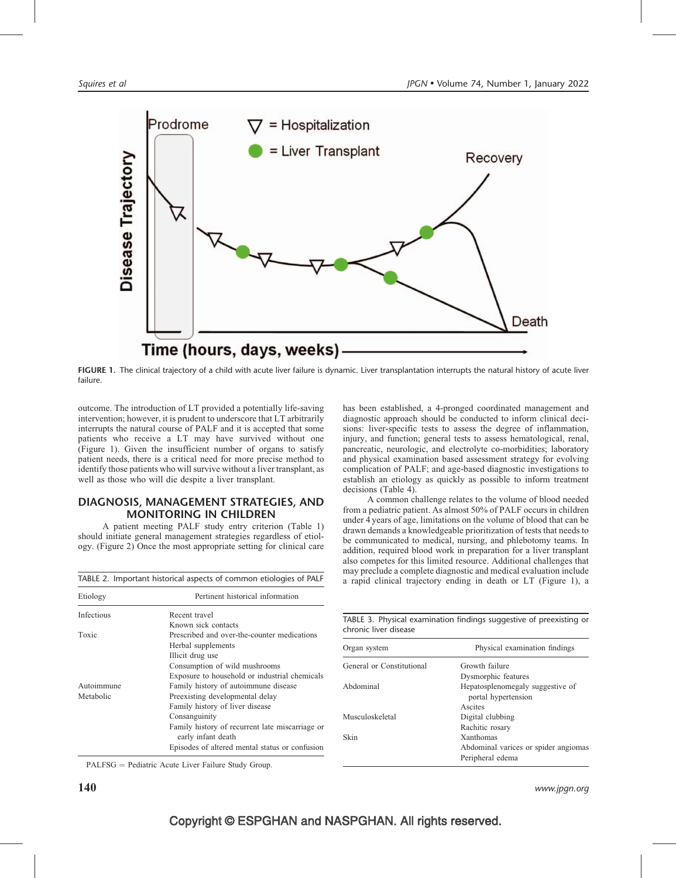FIGURE 1. The clinical trajectory of a child with acute liver failure is dynamic. Liver transplantation interrupts the natural history of acute liver failure.

outcome. The introduction of LT provided a potentially life-saving intervention; however, it is prudent to underscore that LT arbitrarily interrupts the natural course of PALF and it is accepted that some patients who receive a LT may have survived without one (Figure 1). Given the insufficient number of organs to satisfy patient needs, there is a critical need for more precise method to identify those patients who will survive without a liver transplant, as well as those who will die despite a liver transplant.

## DIAGNOSIS, MANAGEMENT STRATEGIES, AND MONITORING IN CHILDREN

A patient meeting PALF study entry criterion (Table 1) should initiate general management strategies regardless of etiology. (Figure 2) Once the most appropriate setting for clinical care has been established, a 4-pronged coordinated management and diagnostic approach should be conducted to inform clinical decisions: liver-specific tests to assess the degree of inflammation, injury, and function; general tests to assess hematological, renal, pancreatic, neurologic, and electrolyte co-morbidities; laboratory and physical examination based assessment strategy for evolving complication of PALF; and age-based diagnostic investigations to establish an etiology as quickly as possible to inform treatment decisions (Table 4).

A common challenge relates to the volume of blood needed from a pediatric patient. As almost 50% of PALF occurs in children under 4 years of age, limitations on the volume of blood that can be drawn demands a knowledgeable prioritization of tests that needs to be communicated to medical, nursing, and phlebotomy teams. In addition, required blood work in preparation for a liver transplant also competes for this limited resource. Additional challenges that may preclude a complete diagnostic and medical evaluation include a rapid clinical trajectory ending in death or LT (Figure 1), a

TABLE 2. Important historical aspects of common etiologies of PALF

| Etiology | Pertinent historical information |
|---|---|
| Infectious | Recent travel |
| | Known sick contacts |
| Toxic | Prescribed and over-the-counter medications |
| | Herbal supplements |
| | Illicit drug use |
| | Consumption of wild mushrooms |
| | Exposure to household or industrial chemicals |
| Autoimmune | Family history of autoimmune disease |
| Metabolic | Preexisting developmental delay |
| | Family history of liver disease |
| | Consanguinity |
| | Family history of recurrent late miscarriage or early infant death |
| | Episodes of altered mental status or confusion |

PALFSG = Pediatric Acute Liver Failure Study Group.

TABLE 3. Physical examination findings suggestive of preexisting or chronic liver disease

| Organ system | Physical examination findings |
|---|---|
| General or Constitutional | Growth failure |
| | Dysmorphic features |
| Abdominal | Hepatosplenomegaly suggestive of portal hypertension |
| | Ascites |
| Musculoskeletal | Digital clubbing |
| | Rachitic rosary |
| Skin | Xanthomas |
| | Abdominal varices or spider angiomas |
| | Peripheral edema |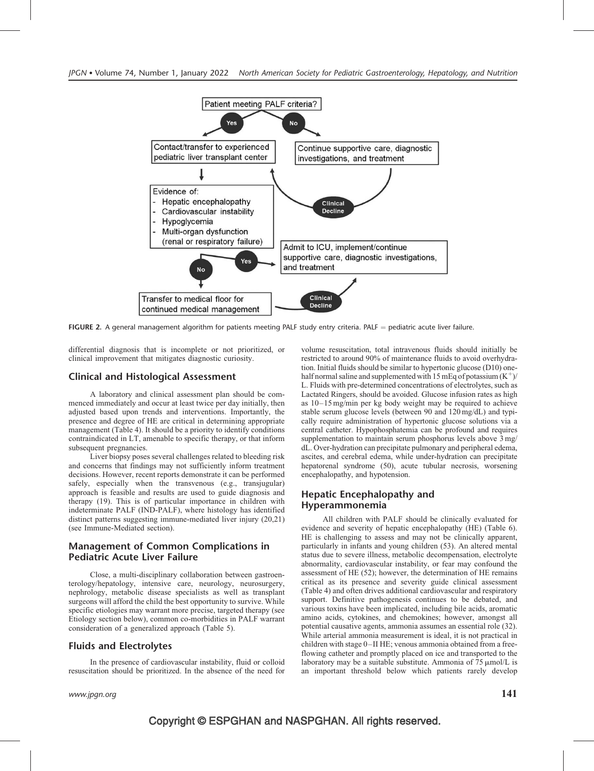Patient meeting PALF criteria?

Yes → Contact/transfer to experienced pediatric liver transplant center

No → Continue supportive care, diagnostic investigations, and treatment → Clinical Decline → Contact/transfer to experienced pediatric liver transplant center

Evidence of:
- Hepatic encephalopathy
- Cardiovascular instability
- Hypoglycemia
- Multi-organ dysfunction (renal or respiratory failure)

Yes → Admit to ICU, implement/continue supportive care, diagnostic investigations, and treatment

No → Transfer to medical floor for continued medical management → Clinical Decline → Admit to ICU

**FIGURE 2.** A general management algorithm for patients meeting PALF study entry criteria. PALF = pediatric acute liver failure.

differential diagnosis that is incomplete or not prioritized, or clinical improvement that mitigates diagnostic curiosity.

## Clinical and Histological Assessment

A laboratory and clinical assessment plan should be commenced immediately and occur at least twice per day initially, then adjusted based upon trends and interventions. Importantly, the presence and degree of HE are critical in determining appropriate management (Table 4). It should be a priority to identify conditions contraindicated in LT, amenable to specific therapy, or that inform subsequent pregnancies.

Liver biopsy poses several challenges related to bleeding risk and concerns that findings may not sufficiently inform treatment decisions. However, recent reports demonstrate it can be performed safely, especially when the transvenous (e.g., transjugular) approach is feasible and results are used to guide diagnosis and therapy (19). This is of particular importance in children with indeterminate PALF (IND-PALF), where histology has identified distinct patterns suggesting immune-mediated liver injury (20,21) (see Immune-Mediated section).

## Management of Common Complications in Pediatric Acute Liver Failure

Close, a multi-disciplinary collaboration between gastroenterology/hepatology, intensive care, neurology, neurosurgery, nephrology, metabolic disease specialists as well as transplant surgeons will afford the child the best opportunity to survive. While specific etiologies may warrant more precise, targeted therapy (see Etiology section below), common co-morbidities in PALF warrant consideration of a generalized approach (Table 5).

## Fluids and Electrolytes

In the presence of cardiovascular instability, fluid or colloid resuscitation should be prioritized. In the absence of the need for volume resuscitation, total intravenous fluids should initially be restricted to around 90% of maintenance fluids to avoid overhydration. Initial fluids should be similar to hypertonic glucose (D10) one-half normal saline and supplemented with 15 mEq of potassium ($K^+$)/L. Fluids with pre-determined concentrations of electrolytes, such as Lactated Ringers, should be avoided. Glucose infusion rates as high as 10–15 mg/min per kg body weight may be required to achieve stable serum glucose levels (between 90 and 120 mg/dL) and typically require administration of hypertonic glucose solutions via a central catheter. Hypophosphatemia can be profound and requires supplementation to maintain serum phosphorus levels above 3 mg/dL. Over-hydration can precipitate pulmonary and peripheral edema, ascites, and cerebral edema, while under-hydration can precipitate hepatorenal syndrome (50), acute tubular necrosis, worsening encephalopathy, and hypotension.

## Hepatic Encephalopathy and Hyperammonemia

All children with PALF should be clinically evaluated for evidence and severity of hepatic encephalopathy (HE) (Table 6). HE is challenging to assess and may not be clinically apparent, particularly in infants and young children (53). An altered mental status due to severe illness, metabolic decompensation, electrolyte abnormality, cardiovascular instability, or fear may confound the assessment of HE (52); however, the determination of HE remains critical as its presence and severity guide clinical assessment (Table 4) and often drives additional cardiovascular and respiratory support. Definitive pathogenesis continues to be debated, and various toxins have been implicated, including bile acids, aromatic amino acids, cytokines, and chemokines; however, amongst all potential causative agents, ammonia assumes an essential role (32). While arterial ammonia measurement is ideal, it is not practical in children with stage 0–II HE; venous ammonia obtained from a free-flowing catheter and promptly placed on ice and transported to the laboratory may be a suitable substitute. Ammonia of 75 μmol/L is an important threshold below which patients rarely develop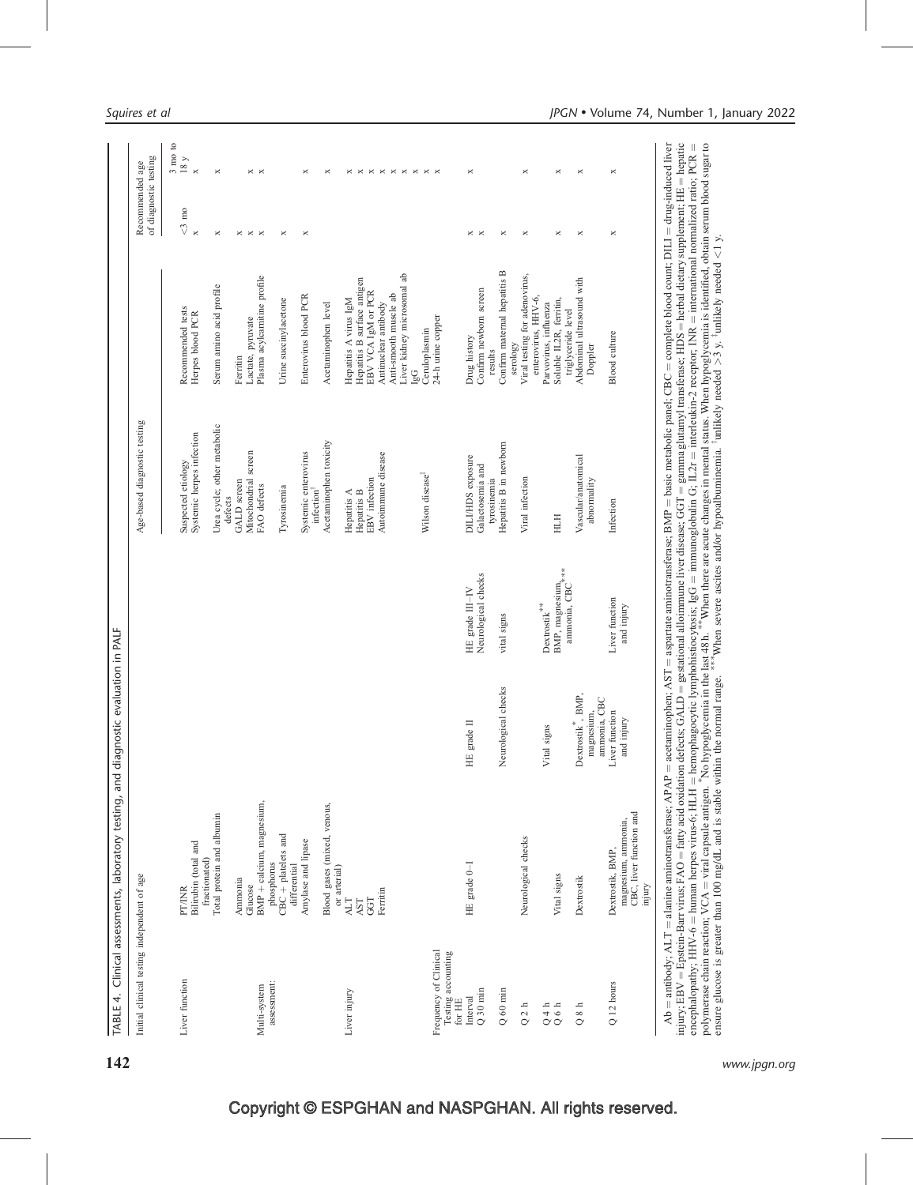TABLE 4. Clinical assessments, laboratory testing, and diagnostic evaluation in PALF

**Initial clinical testing independent of age**

| Category | Tests |
|---|---|
| Liver function | PT/INR |
| | Bilirubin (total and fractionated) |
| | Total protein and albumin |
| | Ammonia |
| | Glucose |
| Multi-system assessment: | BMP + calcium, magnesium, phosphorus |
| | CBC + platelets and differential |
| | Amylase and lipase |
| | Blood gases (mixed, venous, or arterial) |
| Liver injury | ALT |
| | AST |
| | GGT |
| | Ferritin |

**Frequency of Clinical Testing accounting for HE**

| Interval | HE grade 0–I | HE grade II | HE grade III–IV |
|---|---|---|---|
| Q 30 min | | | Neurological checks |
| Q 60 min | | Neurological checks | |
| Q 2 h | Neurological checks | | vital signs |
| Q 4 h | | Vital signs | Dextrostik** |
| Q 6 h | Vital signs | | BMP, magnesium, ammonia, CBC*** |
| Q 8 h | Dextrostik | Dextrostik*, BMP, magnesium, ammonia, CBC | |
| Q 12 hours | Dextrostik, BMP, magnesium, ammonia, CBC, liver function and injury | Liver function and injury | Liver function and injury |

**Age-based diagnostic testing**

| Suspected etiology | Recommended tests | Recommended age of diagnostic testing <3 mo | Recommended age of diagnostic testing 3 mo to 18 y |
|---|---|---|---|
| Systemic herpes infection | Herpes blood PCR | x | x |
| Urea cycle; other metabolic defects | Serum amino acid profile | x | x |
| GALD screen | Ferritin | x | |
| Mitochondrial screen | Lactate, pyruvate | x | x |
| FAO defects | Plasma acylcarnitine profile | x | x |
| Tyrosinemia | Urine succinylacetone | x | |
| Systemic enterovirus infection† | Enterovirus blood PCR | x | x |
| Acetaminophen toxicity | Acetaminophen level | | x |
| Hepatitis A | Hepatitis A virus IgM | | x |
| Hepatitis B | Hepatitis B surface antigen | | x |
| EBV infection | EBV VCA IgM or PCR | | x |
| Autoimmune disease | Antinuclear antibody | | x |
| | Anti-smooth muscle ab | | x |
| | Liver kidney microsomal ab | | x |
| | IgG | | x |
| Wilson disease‡ | Ceruloplasmin | | x |
| | 24-h urine copper | | x |
| DILI/HDS exposure | Drug history | x | x |
| Galactosemia and tyrosinemia | Confirm newborn screen results | x | |
| Hepatitis B in newborn | Confirm maternal hepatitis B serology | x | |
| Viral infection | Viral testing for adenovirus, enterovirus, HHV-6, Parvovirus, influenza | x | x |
| HLH | Soluble IL2R, ferritin, triglyceride level | x | x |
| Vascular/anatomical abnormality | Abdominal ultrasound with Doppler | x | x |
| Infection | Blood culture | x | x |

Ab = antibody; ALT = alanine aminotransferase; APAP = acetaminophen; AST = aspartate aminotransferase; BMP = basic metabolic panel; CBC = complete blood count; DILI = drug-induced liver injury; EBV = Epstein-Barr virus; FAO = fatty acid oxidation defects; GALD = gestational alloimmune liver disease; GGT = gamma glutamyl transferase; HDS = herbal dietary supplement; HE = hepatic encephalopathy; HHV-6 = human herpes virus-6; HLH = hemophagocytic lymphohistiocytosis; IgG = immunoglobulin G; IL2r = interleukin-2 receptor; INR = international normalized ratio; PCR = polymerase chain reaction; VCA = viral capsule antigen. *No hypoglycemia in the last 48 h. **When there are acute changes in mental status. When hypoglycemia is identified, obtain serum blood sugar to ensure glucose is greater than 100 mg/dL and is stable within the normal range. ***When severe ascites and/or hypoalbuminemia. †unlikely needed >3 y. ‡unlikely needed <1 y.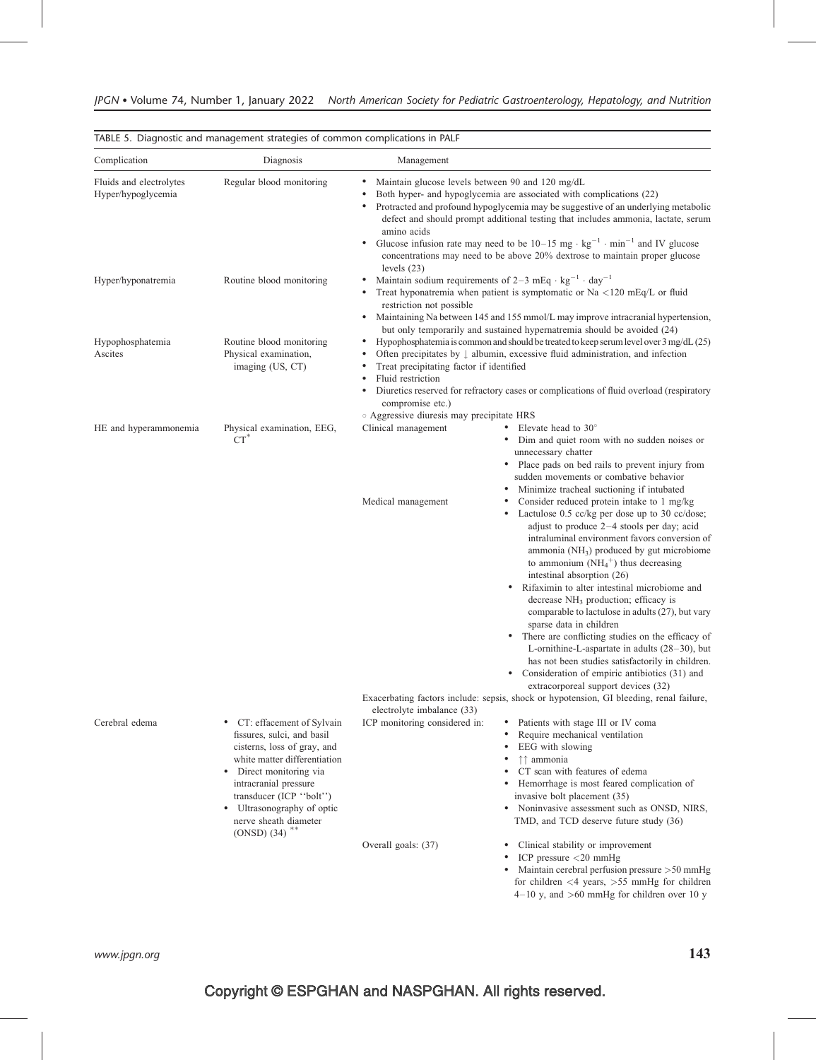TABLE 5. Diagnostic and management strategies of common complications in PALF

| Complication | Diagnosis | Management | |
|---|---|---|---|
| Fluids and electrolytes Hyper/hypoglycemia | Regular blood monitoring | • Maintain glucose levels between 90 and 120 mg/dL<br>• Both hyper- and hypoglycemia are associated with complications (22)<br>• Protracted and profound hypoglycemia may be suggestive of an underlying metabolic defect and should prompt additional testing that includes ammonia, lactate, serum amino acids<br>• Glucose infusion rate may need to be 10–15 mg $\cdot$ kg$^{-1}$ $\cdot$ min$^{-1}$ and IV glucose concentrations may need to be above 20% dextrose to maintain proper glucose levels (23) | |
| Hyper/hyponatremia | Routine blood monitoring | • Maintain sodium requirements of 2–3 mEq $\cdot$ kg$^{-1}$ $\cdot$ day$^{-1}$<br>• Treat hyponatremia when patient is symptomatic or Na <120 mEq/L or fluid restriction not possible<br>• Maintaining Na between 145 and 155 mmol/L may improve intracranial hypertension, but only temporarily and sustained hypernatremia should be avoided (24) | |
| Hypophosphatemia | Routine blood monitoring | • Hypophosphatemia is common and should be treated to keep serum level over 3 mg/dL (25) | |
| Ascites | Physical examination, imaging (US, CT) | • Often precipitates by ↓ albumin, excessive fluid administration, and infection<br>• Treat precipitating factor if identified<br>• Fluid restriction<br>• Diuretics reserved for refractory cases or complications of fluid overload (respiratory compromise etc.)<br>◦ Aggressive diuresis may precipitate HRS | |
| HE and hyperammonemia | Physical examination, EEG, CT* | Clinical management | • Elevate head to 30°<br>• Dim and quiet room with no sudden noises or unnecessary chatter<br>• Place pads on bed rails to prevent injury from sudden movements or combative behavior<br>• Minimize tracheal suctioning if intubated |
| | | Medical management | • Consider reduced protein intake to 1 mg/kg<br>• Lactulose 0.5 cc/kg per dose up to 30 cc/dose; adjust to produce 2–4 stools per day; acid intraluminal environment favors conversion of ammonia ($NH_3$) produced by gut microbiome to ammonium ($NH_4^+$) thus decreasing intestinal absorption (26)<br>• Rifaximin to alter intestinal microbiome and decrease $NH_3$ production; efficacy is comparable to lactulose in adults (27), but vary sparse data in children<br>• There are conflicting studies on the efficacy of L-ornithine-L-aspartate in adults (28–30), but has not been studies satisfactorily in children.<br>• Consideration of empiric antibiotics (31) and extracorporeal support devices (32) |
| | | Exacerbating factors include: sepsis, shock or hypotension, GI bleeding, renal failure, electrolyte imbalance (33) | |
| Cerebral edema | • CT: effacement of Sylvain fissures, sulci, and basil cisterns, loss of gray, and white matter differentiation<br>• Direct monitoring via intracranial pressure transducer (ICP ''bolt'')<br>• Ultrasonography of optic nerve sheath diameter (ONSD) (34) ** | ICP monitoring considered in: | • Patients with stage III or IV coma<br>• Require mechanical ventilation<br>• EEG with slowing<br>• ↑↑ ammonia<br>• CT scan with features of edema<br>• Hemorrhage is most feared complication of invasive bolt placement (35)<br>• Noninvasive assessment such as ONSD, NIRS, TMD, and TCD deserve future study (36) |
| | | Overall goals: (37) | • Clinical stability or improvement<br>• ICP pressure <20 mmHg<br>• Maintain cerebral perfusion pressure >50 mmHg for children <4 years, >55 mmHg for children 4–10 y, and >60 mmHg for children over 10 y |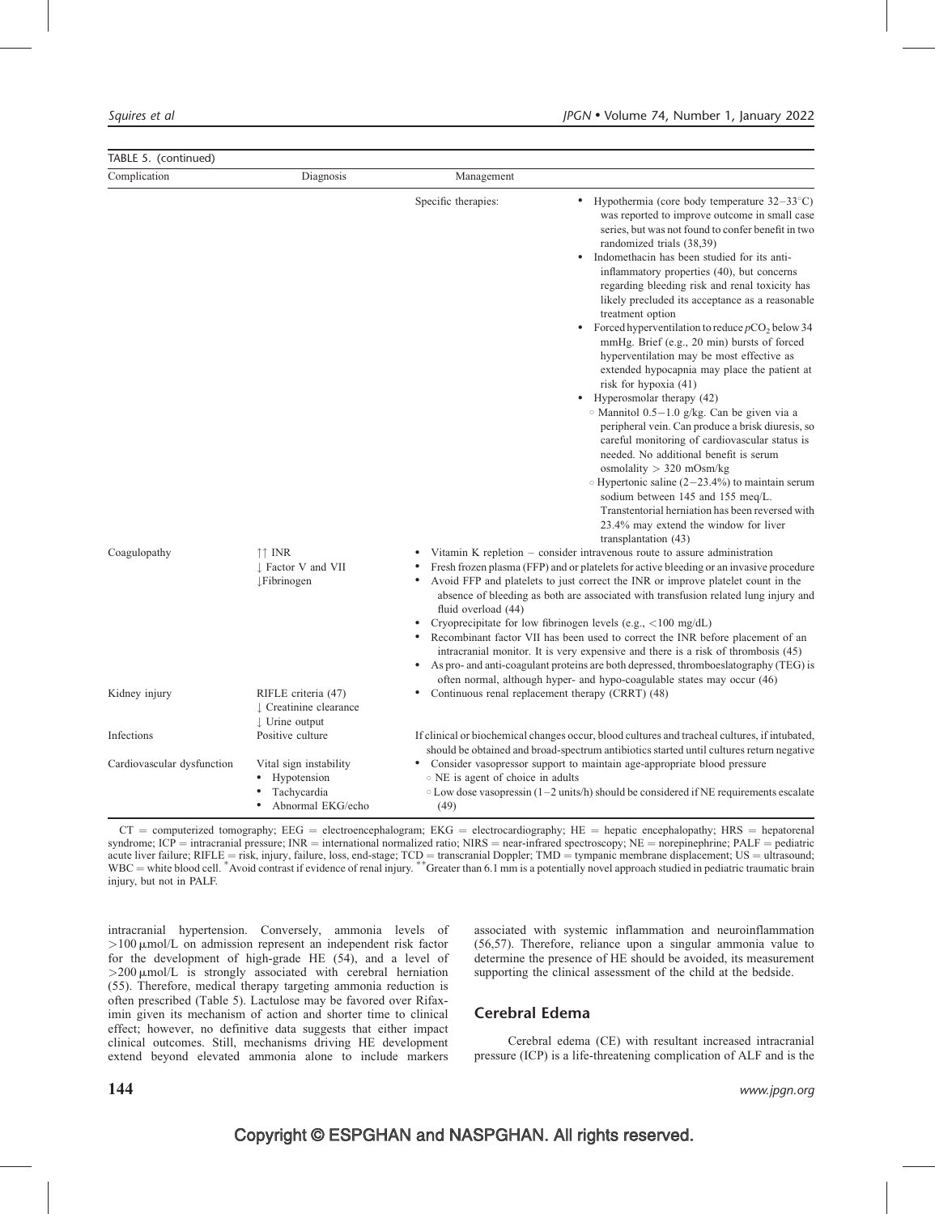TABLE 5. (continued)

| Complication | Diagnosis | Management | |
|---|---|---|---|
| | | Specific therapies: | • Hypothermia (core body temperature 32−33°C) was reported to improve outcome in small case series, but was not found to confer benefit in two randomized trials (38,39)<br>• Indomethacin has been studied for its anti-inflammatory properties (40), but concerns regarding bleeding risk and renal toxicity has likely precluded its acceptance as a reasonable treatment option<br>• Forced hyperventilation to reduce $p\text{CO}_2$ below 34 mmHg. Brief (e.g., 20 min) bursts of forced hyperventilation may be most effective as extended hypocapnia may place the patient at risk for hypoxia (41)<br>• Hyperosmolar therapy (42)<br>◦ Mannitol 0.5−1.0 g/kg. Can be given via a peripheral vein. Can produce a brisk diuresis, so careful monitoring of cardiovascular status is needed. No additional benefit is serum osmolality > 320 mOsm/kg<br>◦ Hypertonic saline (2−23.4%) to maintain serum sodium between 145 and 155 meq/L. Transtentorial herniation has been reversed with 23.4% may extend the window for liver transplantation (43) |
| Coagulopathy | ↑↑ INR<br>↓ Factor V and VII<br>↓Fibrinogen | • Vitamin K repletion – consider intravenous route to assure administration<br>• Fresh frozen plasma (FFP) and or platelets for active bleeding or an invasive procedure<br>• Avoid FFP and platelets to just correct the INR or improve platelet count in the absence of bleeding as both are associated with transfusion related lung injury and fluid overload (44)<br>• Cryoprecipitate for low fibrinogen levels (e.g., <100 mg/dL)<br>• Recombinant factor VII has been used to correct the INR before placement of an intracranial monitor. It is very expensive and there is a risk of thrombosis (45)<br>• As pro- and anti-coagulant proteins are both depressed, thromboeslatography (TEG) is often normal, although hyper- and hypo-coagulable states may occur (46) | |
| Kidney injury | RIFLE criteria (47)<br>↓ Creatinine clearance<br>↓ Urine output | • Continuous renal replacement therapy (CRRT) (48) | |
| Infections | Positive culture | If clinical or biochemical changes occur, blood cultures and tracheal cultures, if intubated, should be obtained and broad-spectrum antibiotics started until cultures return negative | |
| Cardiovascular dysfunction | Vital sign instability<br>• Hypotension<br>• Tachycardia<br>• Abnormal EKG/echo | • Consider vasopressor support to maintain age-appropriate blood pressure<br>◦ NE is agent of choice in adults<br>◦ Low dose vasopressin (1−2 units/h) should be considered if NE requirements escalate (49) | |

CT = computerized tomography; EEG = electroencephalogram; EKG = electrocardiography; HE = hepatic encephalopathy; HRS = hepatorenal syndrome; ICP = intracranial pressure; INR = international normalized ratio; NIRS = near-infrared spectroscopy; NE = norepinephrine; PALF = pediatric acute liver failure; RIFLE = risk, injury, failure, loss, end-stage; TCD = transcranial Doppler; TMD = tympanic membrane displacement; US = ultrasound; WBC = white blood cell. *Avoid contrast if evidence of renal injury. **Greater than 6.1 mm is a potentially novel approach studied in pediatric traumatic brain injury, but not in PALF.

intracranial hypertension. Conversely, ammonia levels of >100 μmol/L on admission represent an independent risk factor for the development of high-grade HE (54), and a level of >200 μmol/L is strongly associated with cerebral herniation (55). Therefore, medical therapy targeting ammonia reduction is often prescribed (Table 5). Lactulose may be favored over Rifaximin given its mechanism of action and shorter time to clinical effect; however, no definitive data suggests that either impact clinical outcomes. Still, mechanisms driving HE development extend beyond elevated ammonia alone to include markers associated with systemic inflammation and neuroinflammation (56,57). Therefore, reliance upon a singular ammonia value to determine the presence of HE should be avoided, its measurement supporting the clinical assessment of the child at the bedside.

## Cerebral Edema

Cerebral edema (CE) with resultant increased intracranial pressure (ICP) is a life-threatening complication of ALF and is the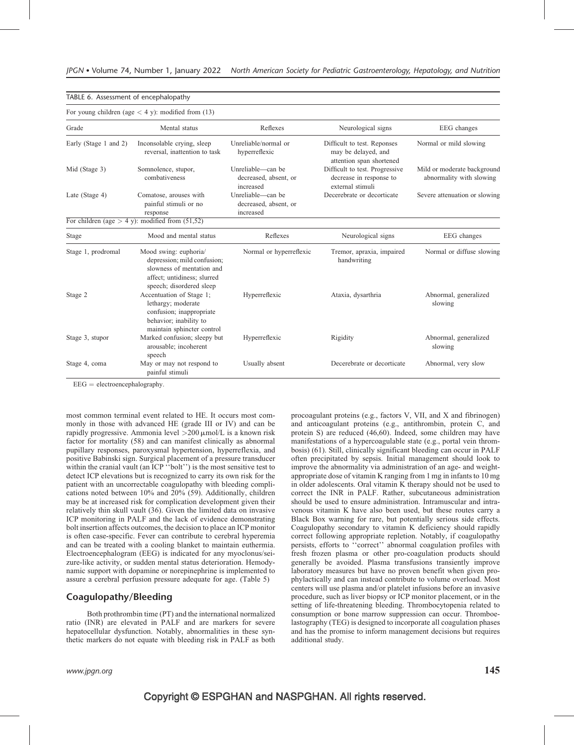TABLE 6. Assessment of encephalopathy

| For young children (age < 4 y): modified from (13) | | | | |
|---|---|---|---|---|
| Grade | Mental status | Reflexes | Neurological signs | EEG changes |
| Early (Stage 1 and 2) | Inconsolable crying, sleep reversal, inattention to task | Unreliable/normal or hyperreflexic | Difficult to test. Reponses may be delayed, and attention span shortened | Normal or mild slowing |
| Mid (Stage 3) | Somnolence, stupor, combativeness | Unreliable—can be decreased, absent, or increased | Difficult to test. Progressive decrease in response to external stimuli | Mild or moderate background abnormality with slowing |
| Late (Stage 4) | Comatose, arouses with painful stimuli or no response | Unreliable—can be decreased, absent, or increased | Decerebrate or decorticate | Severe attenuation or slowing |
| **For children (age > 4 y): modified from (51,52)** | | | | |
| Stage | Mood and mental status | Reflexes | Neurological signs | EEG changes |
| Stage 1, prodromal | Mood swing: euphoria/ depression; mild confusion; slowness of mentation and affect; untidiness; slurred speech; disordered sleep | Normal or hyperreflexic | Tremor, apraxia, impaired handwriting | Normal or diffuse slowing |
| Stage 2 | Accentuation of Stage 1; lethargy; moderate confusion; inappropriate behavior; inability to maintain sphincter control | Hyperreflexic | Ataxia, dysarthria | Abnormal, generalized slowing |
| Stage 3, stupor | Marked confusion; sleepy but arousable; incoherent speech | Hyperreflexic | Rigidity | Abnormal, generalized slowing |
| Stage 4, coma | May or may not respond to painful stimuli | Usually absent | Decerebrate or decorticate | Abnormal, very slow |

EEG = electroencephalography.

most common terminal event related to HE. It occurs most commonly in those with advanced HE (grade III or IV) and can be rapidly progressive. Ammonia level >200 μmol/L is a known risk factor for mortality (58) and can manifest clinically as abnormal pupillary responses, paroxysmal hypertension, hyperreflexia, and positive Babinski sign. Surgical placement of a pressure transducer within the cranial vault (an ICP "bolt") is the most sensitive test to detect ICP elevations but is recognized to carry its own risk for the patient with an uncorrectable coagulopathy with bleeding complications noted between 10% and 20% (59). Additionally, children may be at increased risk for complication development given their relatively thin skull vault (36). Given the limited data on invasive ICP monitoring in PALF and the lack of evidence demonstrating bolt insertion affects outcomes, the decision to place an ICP monitor is often case-specific. Fever can contribute to cerebral hyperemia and can be treated with a cooling blanket to maintain euthermia. Electroencephalogram (EEG) is indicated for any myoclonus/seizure-like activity, or sudden mental status deterioration. Hemodynamic support with dopamine or norepinephrine is implemented to assure a cerebral perfusion pressure adequate for age. (Table 5)

## Coagulopathy/Bleeding

Both prothrombin time (PT) and the international normalized ratio (INR) are elevated in PALF and are markers for severe hepatocellular dysfunction. Notably, abnormalities in these synthetic markers do not equate with bleeding risk in PALF as both procoagulant proteins (e.g., factors V, VII, and X and fibrinogen) and anticoagulant proteins (e.g., antithrombin, protein C, and protein S) are reduced (46,60). Indeed, some children may have manifestations of a hypercoagulable state (e.g., portal vein thrombosis) (61). Still, clinically significant bleeding can occur in PALF often precipitated by sepsis. Initial management should look to improve the abnormality via administration of an age- and weight-appropriate dose of vitamin K ranging from 1 mg in infants to 10 mg in older adolescents. Oral vitamin K therapy should not be used to correct the INR in PALF. Rather, subcutaneous administration should be used to ensure administration. Intramuscular and intravenous vitamin K have also been used, but these routes carry a Black Box warning for rare, but potentially serious side effects. Coagulopathy secondary to vitamin K deficiency should rapidly correct following appropriate repletion. Notably, if coagulopathy persists, efforts to "correct" abnormal coagulation profiles with fresh frozen plasma or other pro-coagulation products should generally be avoided. Plasma transfusions transiently improve laboratory measures but have no proven benefit when given prophylactically and can instead contribute to volume overload. Most centers will use plasma and/or platelet infusions before an invasive procedure, such as liver biopsy or ICP monitor placement, or in the setting of life-threatening bleeding. Thrombocytopenia related to consumption or bone marrow suppression can occur. Thromboelastography (TEG) is designed to incorporate all coagulation phases and has the promise to inform management decisions but requires additional study.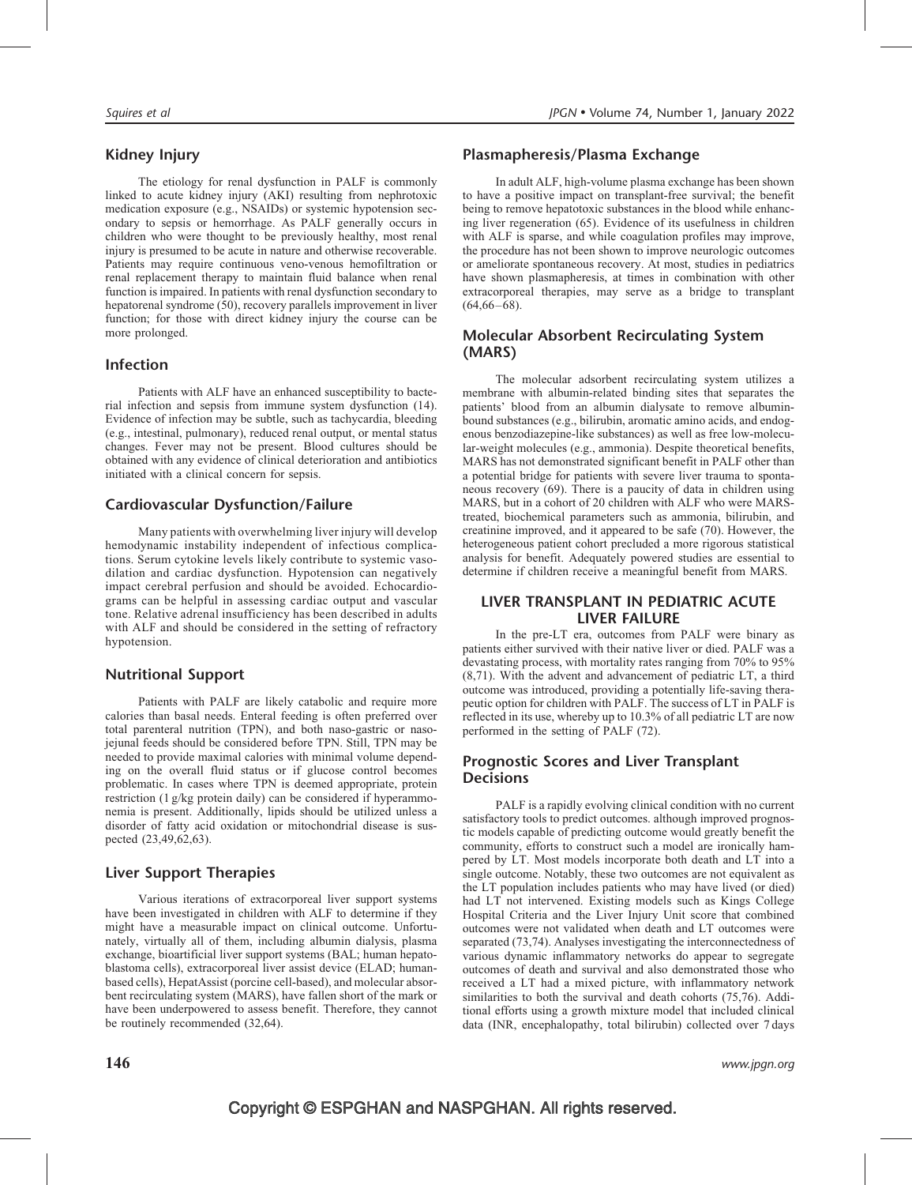## Kidney Injury

The etiology for renal dysfunction in PALF is commonly linked to acute kidney injury (AKI) resulting from nephrotoxic medication exposure (e.g., NSAIDs) or systemic hypotension secondary to sepsis or hemorrhage. As PALF generally occurs in children who were thought to be previously healthy, most renal injury is presumed to be acute in nature and otherwise recoverable. Patients may require continuous veno-venous hemofiltration or renal replacement therapy to maintain fluid balance when renal function is impaired. In patients with renal dysfunction secondary to hepatorenal syndrome (50), recovery parallels improvement in liver function; for those with direct kidney injury the course can be more prolonged.

## Infection

Patients with ALF have an enhanced susceptibility to bacterial infection and sepsis from immune system dysfunction (14). Evidence of infection may be subtle, such as tachycardia, bleeding (e.g., intestinal, pulmonary), reduced renal output, or mental status changes. Fever may not be present. Blood cultures should be obtained with any evidence of clinical deterioration and antibiotics initiated with a clinical concern for sepsis.

## Cardiovascular Dysfunction/Failure

Many patients with overwhelming liver injury will develop hemodynamic instability independent of infectious complications. Serum cytokine levels likely contribute to systemic vasodilation and cardiac dysfunction. Hypotension can negatively impact cerebral perfusion and should be avoided. Echocardiograms can be helpful in assessing cardiac output and vascular tone. Relative adrenal insufficiency has been described in adults with ALF and should be considered in the setting of refractory hypotension.

## Nutritional Support

Patients with PALF are likely catabolic and require more calories than basal needs. Enteral feeding is often preferred over total parenteral nutrition (TPN), and both naso-gastric or naso-jejunal feeds should be considered before TPN. Still, TPN may be needed to provide maximal calories with minimal volume depending on the overall fluid status or if glucose control becomes problematic. In cases where TPN is deemed appropriate, protein restriction (1 g/kg protein daily) can be considered if hyperammonemia is present. Additionally, lipids should be utilized unless a disorder of fatty acid oxidation or mitochondrial disease is suspected (23,49,62,63).

## Liver Support Therapies

Various iterations of extracorporeal liver support systems have been investigated in children with ALF to determine if they might have a measurable impact on clinical outcome. Unfortunately, virtually all of them, including albumin dialysis, plasma exchange, bioartificial liver support systems (BAL; human hepatoblastoma cells), extracorporeal liver assist device (ELAD; human-based cells), HepatAssist (porcine cell-based), and molecular absorbent recirculating system (MARS), have fallen short of the mark or have been underpowered to assess benefit. Therefore, they cannot be routinely recommended (32,64).

## Plasmapheresis/Plasma Exchange

In adult ALF, high-volume plasma exchange has been shown to have a positive impact on transplant-free survival; the benefit being to remove hepatotoxic substances in the blood while enhancing liver regeneration (65). Evidence of its usefulness in children with ALF is sparse, and while coagulation profiles may improve, the procedure has not been shown to improve neurologic outcomes or ameliorate spontaneous recovery. At most, studies in pediatrics have shown plasmapheresis, at times in combination with other extracorporeal therapies, may serve as a bridge to transplant (64,66–68).

## Molecular Absorbent Recirculating System (MARS)

The molecular adsorbent recirculating system utilizes a membrane with albumin-related binding sites that separates the patients' blood from an albumin dialysate to remove albumin-bound substances (e.g., bilirubin, aromatic amino acids, and endogenous benzodiazepine-like substances) as well as free low-molecular-weight molecules (e.g., ammonia). Despite theoretical benefits, MARS has not demonstrated significant benefit in PALF other than a potential bridge for patients with severe liver trauma to spontaneous recovery (69). There is a paucity of data in children using MARS, but in a cohort of 20 children with ALF who were MARS-treated, biochemical parameters such as ammonia, bilirubin, and creatinine improved, and it appeared to be safe (70). However, the heterogeneous patient cohort precluded a more rigorous statistical analysis for benefit. Adequately powered studies are essential to determine if children receive a meaningful benefit from MARS.

# LIVER TRANSPLANT IN PEDIATRIC ACUTE LIVER FAILURE

In the pre-LT era, outcomes from PALF were binary as patients either survived with their native liver or died. PALF was a devastating process, with mortality rates ranging from 70% to 95% (8,71). With the advent and advancement of pediatric LT, a third outcome was introduced, providing a potentially life-saving therapeutic option for children with PALF. The success of LT in PALF is reflected in its use, whereby up to 10.3% of all pediatric LT are now performed in the setting of PALF (72).

## Prognostic Scores and Liver Transplant Decisions

PALF is a rapidly evolving clinical condition with no current satisfactory tools to predict outcomes. although improved prognostic models capable of predicting outcome would greatly benefit the community, efforts to construct such a model are ironically hampered by LT. Most models incorporate both death and LT into a single outcome. Notably, these two outcomes are not equivalent as the LT population includes patients who may have lived (or died) had LT not intervened. Existing models such as Kings College Hospital Criteria and the Liver Injury Unit score that combined outcomes were not validated when death and LT outcomes were separated (73,74). Analyses investigating the interconnectedness of various dynamic inflammatory networks do appear to segregate outcomes of death and survival and also demonstrated those who received a LT had a mixed picture, with inflammatory network similarities to both the survival and death cohorts (75,76). Additional efforts using a growth mixture model that included clinical data (INR, encephalopathy, total bilirubin) collected over 7 days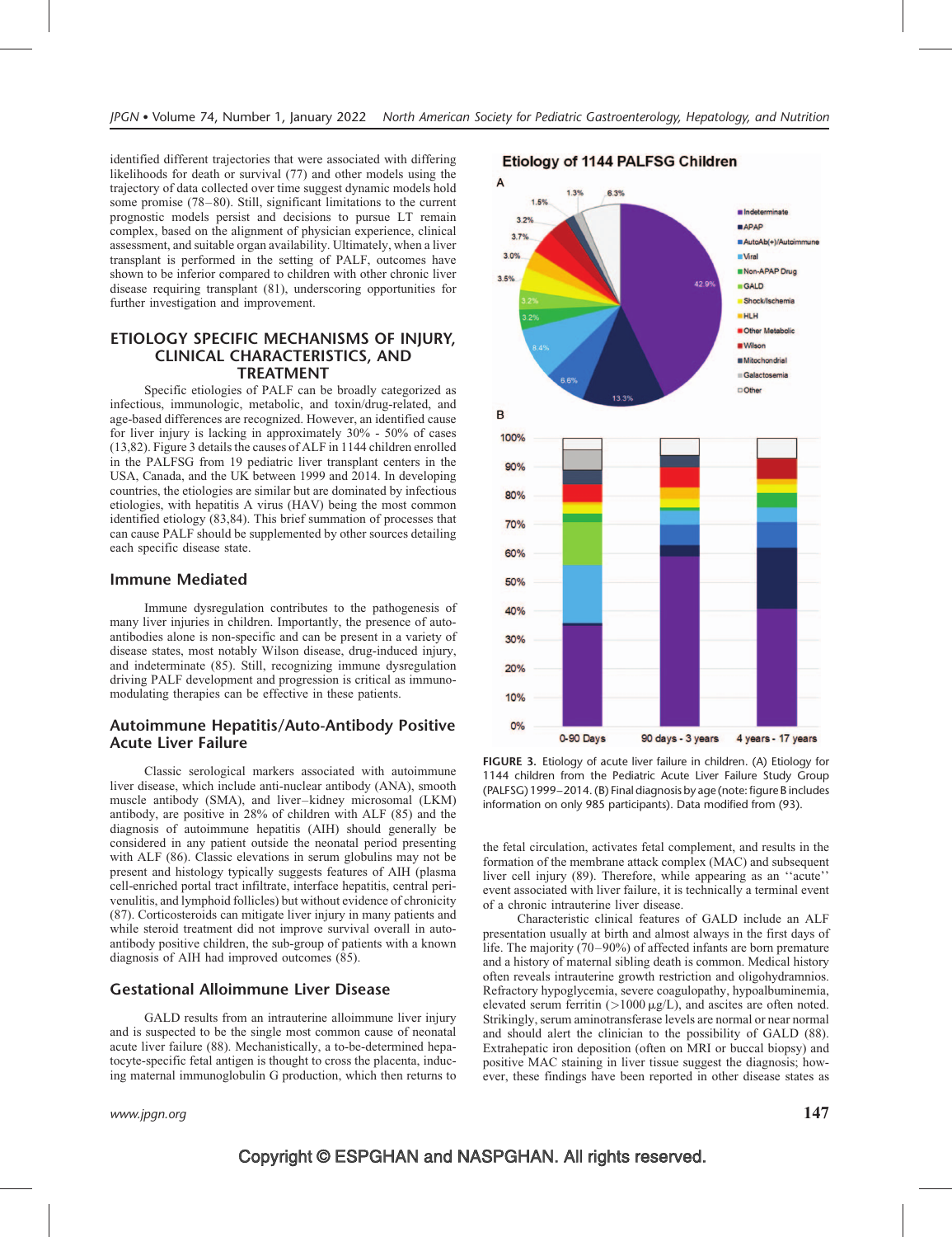identified different trajectories that were associated with differing likelihoods for death or survival (77) and other models using the trajectory of data collected over time suggest dynamic models hold some promise (78–80). Still, significant limitations to the current prognostic models persist and decisions to pursue LT remain complex, based on the alignment of physician experience, clinical assessment, and suitable organ availability. Ultimately, when a liver transplant is performed in the setting of PALF, outcomes have shown to be inferior compared to children with other chronic liver disease requiring transplant (81), underscoring opportunities for further investigation and improvement.

## ETIOLOGY SPECIFIC MECHANISMS OF INJURY, CLINICAL CHARACTERISTICS, AND TREATMENT

Specific etiologies of PALF can be broadly categorized as infectious, immunologic, metabolic, and toxin/drug-related, and age-based differences are recognized. However, an identified cause for liver injury is lacking in approximately 30% - 50% of cases (13,82). Figure 3 details the causes of ALF in 1144 children enrolled in the PALFSG from 19 pediatric liver transplant centers in the USA, Canada, and the UK between 1999 and 2014. In developing countries, the etiologies are similar but are dominated by infectious etiologies, with hepatitis A virus (HAV) being the most common identified etiology (83,84). This brief summation of processes that can cause PALF should be supplemented by other sources detailing each specific disease state.

### Immune Mediated

Immune dysregulation contributes to the pathogenesis of many liver injuries in children. Importantly, the presence of auto-antibodies alone is non-specific and can be present in a variety of disease states, most notably Wilson disease, drug-induced injury, and indeterminate (85). Still, recognizing immune dysregulation driving PALF development and progression is critical as immuno-modulating therapies can be effective in these patients.

### Autoimmune Hepatitis/Auto-Antibody Positive Acute Liver Failure

Classic serological markers associated with autoimmune liver disease, which include anti-nuclear antibody (ANA), smooth muscle antibody (SMA), and liver–kidney microsomal (LKM) antibody, are positive in 28% of children with ALF (85) and the diagnosis of autoimmune hepatitis (AIH) should generally be considered in any patient outside the neonatal period presenting with ALF (86). Classic elevations in serum globulins may not be present and histology typically suggests features of AIH (plasma cell-enriched portal tract infiltrate, interface hepatitis, central perivenulitis, and lymphoid follicles) but without evidence of chronicity (87). Corticosteroids can mitigate liver injury in many patients and while steroid treatment did not improve survival overall in auto-antibody positive children, the sub-group of patients with a known diagnosis of AIH had improved outcomes (85).

### Gestational Alloimmune Liver Disease

GALD results from an intrauterine alloimmune liver injury and is suspected to be the single most common cause of neonatal acute liver failure (88). Mechanistically, a to-be-determined hepatocyte-specific fetal antigen is thought to cross the placenta, inducing maternal immunoglobulin G production, which then returns to the fetal circulation, activates fetal complement, and results in the formation of the membrane attack complex (MAC) and subsequent liver cell injury (89). Therefore, while appearing as an "acute" event associated with liver failure, it is technically a terminal event of a chronic intrauterine liver disease.

Characteristic clinical features of GALD include an ALF presentation usually at birth and almost always in the first days of life. The majority (70–90%) of affected infants are born premature and a history of maternal sibling death is common. Medical history often reveals intrauterine growth restriction and oligohydramnios. Refractory hypoglycemia, severe coagulopathy, hypoalbuminemia, elevated serum ferritin (>1000 μg/L), and ascites are often noted. Strikingly, serum aminotransferase levels are normal or near normal and should alert the clinician to the possibility of GALD (88). Extrahepatic iron deposition (often on MRI or buccal biopsy) and positive MAC staining in liver tissue suggest the diagnosis; however, these findings have been reported in other disease states as

FIGURE 3. Etiology of acute liver failure in children. (A) Etiology for 1144 children from the Pediatric Acute Liver Failure Study Group (PALFSG) 1999–2014. (B) Final diagnosis by age (note: figure B includes information on only 985 participants). Data modified from (93).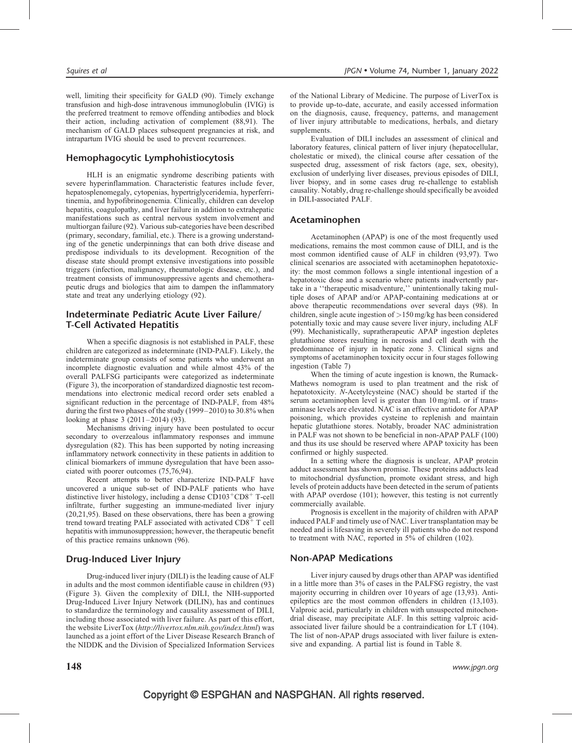well, limiting their specificity for GALD (90). Timely exchange transfusion and high-dose intravenous immunoglobulin (IVIG) is the preferred treatment to remove offending antibodies and block their action, including activation of complement (88,91). The mechanism of GALD places subsequent pregnancies at risk, and intrapartum IVIG should be used to prevent recurrences.

## Hemophagocytic Lymphohistiocytosis

HLH is an enigmatic syndrome describing patients with severe hyperinflammation. Characteristic features include fever, hepatosplenomegaly, cytopenias, hypertriglyceridemia, hyperferritinemia, and hypofibrinogenemia. Clinically, children can develop hepatitis, coagulopathy, and liver failure in addition to extrahepatic manifestations such as central nervous system involvement and multiorgan failure (92). Various sub-categories have been described (primary, secondary, familial, etc.). There is a growing understanding of the genetic underpinnings that can both drive disease and predispose individuals to its development. Recognition of the disease state should prompt extensive investigations into possible triggers (infection, malignancy, rheumatologic disease, etc.), and treatment consists of immunosuppressive agents and chemotherapeutic drugs and biologics that aim to dampen the inflammatory state and treat any underlying etiology (92).

## Indeterminate Pediatric Acute Liver Failure/ T-Cell Activated Hepatitis

When a specific diagnosis is not established in PALF, these children are categorized as indeterminate (IND-PALF). Likely, the indeterminate group consists of some patients who underwent an incomplete diagnostic evaluation and while almost 43% of the overall PALFSG participants were categorized as indeterminate (Figure 3), the incorporation of standardized diagnostic test recommendations into electronic medical record order sets enabled a significant reduction in the percentage of IND-PALF, from 48% during the first two phases of the study (1999–2010) to 30.8% when looking at phase 3 (2011–2014) (93).

Mechanisms driving injury have been postulated to occur secondary to overzealous inflammatory responses and immune dysregulation (82). This has been supported by noting increasing inflammatory network connectivity in these patients in addition to clinical biomarkers of immune dysregulation that have been associated with poorer outcomes (75,76,94).

Recent attempts to better characterize IND-PALF have uncovered a unique sub-set of IND-PALF patients who have distinctive liver histology, including a dense $CD103^{+}CD8^{+}$ T-cell infiltrate, further suggesting an immune-mediated liver injury (20,21,95). Based on these observations, there has been a growing trend toward treating PALF associated with activated $CD8^{+}$ T cell hepatitis with immunosuppression; however, the therapeutic benefit of this practice remains unknown (96).

## Drug-Induced Liver Injury

Drug-induced liver injury (DILI) is the leading cause of ALF in adults and the most common identifiable cause in children (93) (Figure 3). Given the complexity of DILI, the NIH-supported Drug-Induced Liver Injury Network (DILIN), has and continues to standardize the terminology and causality assessment of DILI, including those associated with liver failure. As part of this effort, the website LiverTox (*http://livertox.nlm.nih.gov/index.html*) was launched as a joint effort of the Liver Disease Research Branch of the NIDDK and the Division of Specialized Information Services of the National Library of Medicine. The purpose of LiverTox is to provide up-to-date, accurate, and easily accessed information on the diagnosis, cause, frequency, patterns, and management of liver injury attributable to medications, herbals, and dietary supplements.

Evaluation of DILI includes an assessment of clinical and laboratory features, clinical pattern of liver injury (hepatocellular, cholestatic or mixed), the clinical course after cessation of the suspected drug, assessment of risk factors (age, sex, obesity), exclusion of underlying liver diseases, previous episodes of DILI, liver biopsy, and in some cases drug re-challenge to establish causality. Notably, drug re-challenge should specifically be avoided in DILI-associated PALF.

## Acetaminophen

Acetaminophen (APAP) is one of the most frequently used medications, remains the most common cause of DILI, and is the most common identified cause of ALF in children (93,97). Two clinical scenarios are associated with acetaminophen hepatotoxicity: the most common follows a single intentional ingestion of a hepatotoxic dose and a scenario where patients inadvertently partake in a ''therapeutic misadventure,'' unintentionally taking multiple doses of APAP and/or APAP-containing medications at or above therapeutic recommendations over several days (98). In children, single acute ingestion of >150 mg/kg has been considered potentially toxic and may cause severe liver injury, including ALF (99). Mechanistically, supratherapeutic APAP ingestion depletes glutathione stores resulting in necrosis and cell death with the predominance of injury in hepatic zone 3. Clinical signs and symptoms of acetaminophen toxicity occur in four stages following ingestion (Table 7)

When the timing of acute ingestion is known, the Rumack-Mathews nomogram is used to plan treatment and the risk of hepatotoxicity. *N*-Acetylcysteine (NAC) should be started if the serum acetaminophen level is greater than 10 mg/mL or if transaminase levels are elevated. NAC is an effective antidote for APAP poisoning, which provides cysteine to replenish and maintain hepatic glutathione stores. Notably, broader NAC administration in PALF was not shown to be beneficial in non-APAP PALF (100) and thus its use should be reserved where APAP toxicity has been confirmed or highly suspected.

In a setting where the diagnosis is unclear, APAP protein adduct assessment has shown promise. These proteins adducts lead to mitochondrial dysfunction, promote oxidant stress, and high levels of protein adducts have been detected in the serum of patients with APAP overdose (101); however, this testing is not currently commercially available.

Prognosis is excellent in the majority of children with APAP induced PALF and timely use of NAC. Liver transplantation may be needed and is lifesaving in severely ill patients who do not respond to treatment with NAC, reported in 5% of children (102).

## Non-APAP Medications

Liver injury caused by drugs other than APAP was identified in a little more than 3% of cases in the PALFSG registry, the vast majority occurring in children over 10 years of age (13,93). Antiepileptics are the most common offenders in children (13,103). Valproic acid, particularly in children with unsuspected mitochondrial disease, may precipitate ALF. In this setting valproic acid-associated liver failure should be a contraindication for LT (104). The list of non-APAP drugs associated with liver failure is extensive and expanding. A partial list is found in Table 8.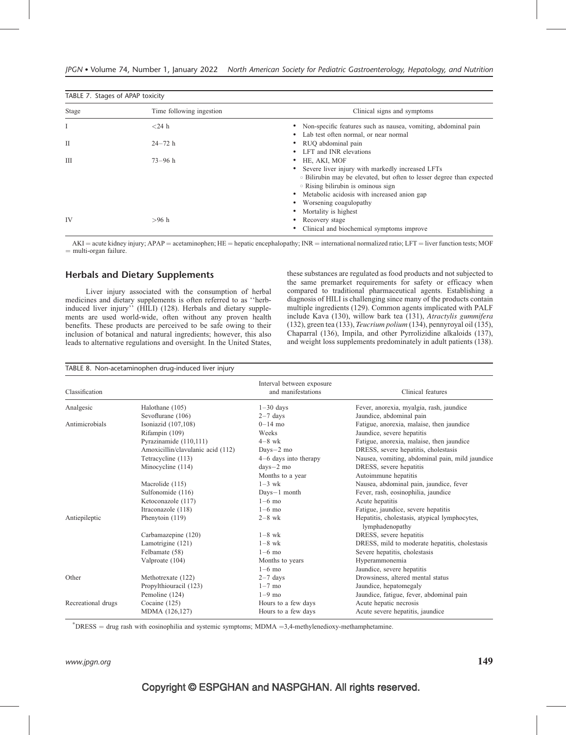TABLE 7. Stages of APAP toxicity

| Stage | Time following ingestion | Clinical signs and symptoms |
| --- | --- | --- |
| I | <24 h | • Non-specific features such as nausea, vomiting, abdominal pain<br>• Lab test often normal, or near normal |
| II | 24–72 h | • RUQ abdominal pain<br>• LFT and INR elevations |
| III | 73–96 h | • HE, AKI, MOF<br>• Severe liver injury with markedly increased LFTs<br>◦ Bilirubin may be elevated, but often to lesser degree than expected<br>◦ Rising bilirubin is ominous sign<br>• Metabolic acidosis with increased anion gap<br>• Worsening coagulopathy<br>• Mortality is highest |
| IV | >96 h | • Recovery stage<br>• Clinical and biochemical symptoms improve |

AKI = acute kidney injury; APAP = acetaminophen; HE = hepatic encephalopathy; INR = international normalized ratio; LFT = liver function tests; MOF = multi-organ failure.

## Herbals and Dietary Supplements

Liver injury associated with the consumption of herbal medicines and dietary supplements is often referred to as ''herb-induced liver injury'' (HILI) (128). Herbals and dietary supplements are used world-wide, often without any proven health benefits. These products are perceived to be safe owing to their inclusion of botanical and natural ingredients; however, this also leads to alternative regulations and oversight. In the United States, these substances are regulated as food products and not subjected to the same premarket requirements for safety or efficacy when compared to traditional pharmaceutical agents. Establishing a diagnosis of HILI is challenging since many of the products contain multiple ingredients (129). Common agents implicated with PALF include Kava (130), willow bark tea (131), *Atractylis gummifera* (132), green tea (133), *Teucrium polium* (134), pennyroyal oil (135), Chaparral (136), Impila, and other Pyrrolizidine alkaloids (137), and weight loss supplements predominately in adult patients (138).

TABLE 8. Non-acetaminophen drug-induced liver injury

| Classification | | Interval between exposure and manifestations | Clinical features |
| --- | --- | --- | --- |
| Analgesic | Halothane (105) | 1–30 days | Fever, anorexia, myalgia, rash, jaundice |
| | Sevoflurane (106) | 2–7 days | Jaundice, abdominal pain |
| Antimicrobials | Isoniazid (107,108) | 0–14 mo | Fatigue, anorexia, malaise, then jaundice |
| | Rifampin (109) | Weeks | Jaundice, severe hepatitis |
| | Pyrazinamide (110,111) | 4–8 wk | Fatigue, anorexia, malaise, then jaundice |
| | Amoxicillin/clavulanic acid (112) | Days–2 mo | DRESS, severe hepatitis, cholestasis |
| | Tetracycline (113) | 4–6 days into therapy | Nausea, vomiting, abdominal pain, mild jaundice |
| | Minocycline (114) | days–2 mo | DRESS, severe hepatitis |
| | | Months to a year | Autoimmune hepatitis |
| | Macrolide (115) | 1–3 wk | Nausea, abdominal pain, jaundice, fever |
| | Sulfonomide (116) | Days–1 month | Fever, rash, eosinophilia, jaundice |
| | Ketoconazole (117) | 1–6 mo | Acute hepatitis |
| | Itraconazole (118) | 1–6 mo | Fatigue, jaundice, severe hepatitis |
| Antiepileptic | Phenytoin (119) | 2–8 wk | Hepatitis, cholestasis, atypical lymphocytes, lymphadenopathy |
| | Carbamazepine (120) | 1–8 wk | DRESS, severe hepatitis |
| | Lamotrigine (121) | 1–8 wk | DRESS, mild to moderate hepatitis, cholestasis |
| | Felbamate (58) | 1–6 mo | Severe hepatitis, cholestasis |
| | Valproate (104) | Months to years | Hyperammonemia |
| | | 1–6 mo | Jaundice, severe hepatitis |
| Other | Methotrexate (122) | 2–7 days | Drowsiness, altered mental status |
| | Propylthiouracil (123) | 1–7 mo | Jaundice, hepatomegaly |
| | Pemoline (124) | 1–9 mo | Jaundice, fatigue, fever, abdominal pain |
| Recreational drugs | Cocaine (125) | Hours to a few days | Acute hepatic necrosis |
| | MDMA (126,127) | Hours to a few days | Acute severe hepatitis, jaundice |

*DRESS = drug rash with eosinophilia and systemic symptoms; MDMA = 3,4-methylenedioxy-methamphetamine.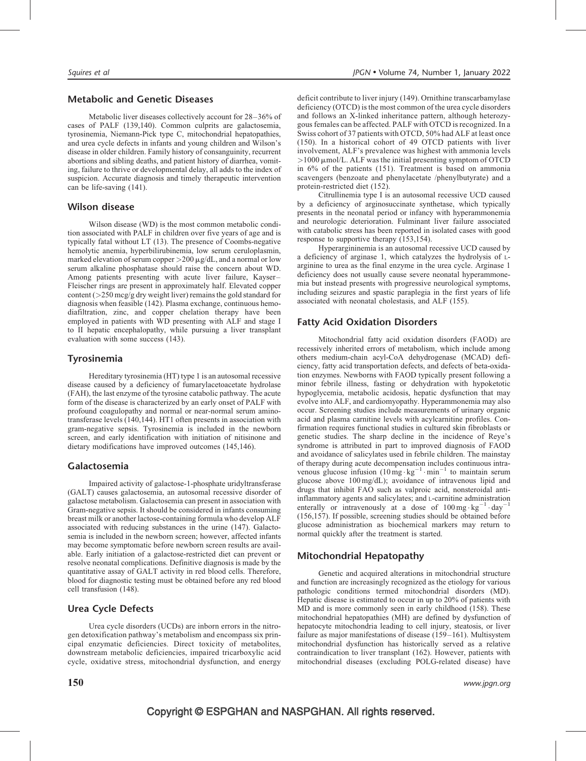## Metabolic and Genetic Diseases

Metabolic liver diseases collectively account for 28–36% of cases of PALF (139,140). Common culprits are galactosemia, tyrosinemia, Niemann-Pick type C, mitochondrial hepatopathies, and urea cycle defects in infants and young children and Wilson's disease in older children. Family history of consanguinity, recurrent abortions and sibling deaths, and patient history of diarrhea, vomiting, failure to thrive or developmental delay, all adds to the index of suspicion. Accurate diagnosis and timely therapeutic intervention can be life-saving (141).

## Wilson disease

Wilson disease (WD) is the most common metabolic condition associated with PALF in children over five years of age and is typically fatal without LT (13). The presence of Coombs-negative hemolytic anemia, hyperbilirubinemia, low serum ceruloplasmin, marked elevation of serum copper >200 μg/dL, and a normal or low serum alkaline phosphatase should raise the concern about WD. Among patients presenting with acute liver failure, Kayser–Fleischer rings are present in approximately half. Elevated copper content (>250 mcg/g dry weight liver) remains the gold standard for diagnosis when feasible (142). Plasma exchange, continuous hemodiafiltration, zinc, and copper chelation therapy have been employed in patients with WD presenting with ALF and stage I to II hepatic encephalopathy, while pursuing a liver transplant evaluation with some success (143).

## Tyrosinemia

Hereditary tyrosinemia (HT) type 1 is an autosomal recessive disease caused by a deficiency of fumarylacetoacetate hydrolase (FAH), the last enzyme of the tyrosine catabolic pathway. The acute form of the disease is characterized by an early onset of PALF with profound coagulopathy and normal or near-normal serum aminotransferase levels (140,144). HT1 often presents in association with gram-negative sepsis. Tyrosinemia is included in the newborn screen, and early identification with initiation of nitisinone and dietary modifications have improved outcomes (145,146).

## Galactosemia

Impaired activity of galactose-1-phosphate uridyltransferase (GALT) causes galactosemia, an autosomal recessive disorder of galactose metabolism. Galactosemia can present in association with Gram-negative sepsis. It should be considered in infants consuming breast milk or another lactose-containing formula who develop ALF associated with reducing substances in the urine (147). Galactosemia is included in the newborn screen; however, affected infants may become symptomatic before newborn screen results are available. Early initiation of a galactose-restricted diet can prevent or resolve neonatal complications. Definitive diagnosis is made by the quantitative assay of GALT activity in red blood cells. Therefore, blood for diagnostic testing must be obtained before any red blood cell transfusion (148).

## Urea Cycle Defects

Urea cycle disorders (UCDs) are inborn errors in the nitrogen detoxification pathway's metabolism and encompass six principal enzymatic deficiencies. Direct toxicity of metabolites, downstream metabolic deficiencies, impaired tricarboxylic acid cycle, oxidative stress, mitochondrial dysfunction, and energy deficit contribute to liver injury (149). Ornithine transcarbamylase deficiency (OTCD) is the most common of the urea cycle disorders and follows an X-linked inheritance pattern, although heterozygous females can be affected. PALF with OTCD is recognized. In a Swiss cohort of 37 patients with OTCD, 50% had ALF at least once (150). In a historical cohort of 49 OTCD patients with liver involvement, ALF's prevalence was highest with ammonia levels >1000 μmol/L. ALF was the initial presenting symptom of OTCD in 6% of the patients (151). Treatment is based on ammonia scavengers (benzoate and phenylacetate /phenylbutyrate) and a protein-restricted diet (152).

Citrullinemia type I is an autosomal recessive UCD caused by a deficiency of arginosuccinate synthetase, which typically presents in the neonatal period or infancy with hyperammonemia and neurologic deterioration. Fulminant liver failure associated with catabolic stress has been reported in isolated cases with good response to supportive therapy (153,154).

Hyperargininemia is an autosomal recessive UCD caused by a deficiency of arginase 1, which catalyzes the hydrolysis of L-arginine to urea as the final enzyme in the urea cycle. Arginase 1 deficiency does not usually cause severe neonatal hyperammonemia but instead presents with progressive neurological symptoms, including seizures and spastic paraplegia in the first years of life associated with neonatal cholestasis, and ALF (155).

## Fatty Acid Oxidation Disorders

Mitochondrial fatty acid oxidation disorders (FAOD) are recessively inherited errors of metabolism, which include among others medium-chain acyl-CoA dehydrogenase (MCAD) deficiency, fatty acid transportation defects, and defects of beta-oxidation enzymes. Newborns with FAOD typically present following a minor febrile illness, fasting or dehydration with hypoketotic hypoglycemia, metabolic acidosis, hepatic dysfunction that may evolve into ALF, and cardiomyopathy. Hyperammonemia may also occur. Screening studies include measurements of urinary organic acid and plasma carnitine levels with acylcarnitine profiles. Confirmation requires functional studies in cultured skin fibroblasts or genetic studies. The sharp decline in the incidence of Reye's syndrome is attributed in part to improved diagnosis of FAOD and avoidance of salicylates used in febrile children. The mainstay of therapy during acute decompensation includes continuous intravenous glucose infusion ($10\,mg \cdot kg^{-1} \cdot min^{-1}$ to maintain serum glucose above 100 mg/dL); avoidance of intravenous lipid and drugs that inhibit FAO such as valproic acid, nonsteroidal anti-inflammatory agents and salicylates; and L-carnitine administration enterally or intravenously at a dose of $100\,mg \cdot kg^{-1} \cdot day^{-1}$ (156,157). If possible, screening studies should be obtained before glucose administration as biochemical markers may return to normal quickly after the treatment is started.

## Mitochondrial Hepatopathy

Genetic and acquired alterations in mitochondrial structure and function are increasingly recognized as the etiology for various pathologic conditions termed mitochondrial disorders (MD). Hepatic disease is estimated to occur in up to 20% of patients with MD and is more commonly seen in early childhood (158). These mitochondrial hepatopathies (MH) are defined by dysfunction of hepatocyte mitochondria leading to cell injury, steatosis, or liver failure as major manifestations of disease (159–161). Multisystem mitochondrial dysfunction has historically served as a relative contraindication to liver transplant (162). However, patients with mitochondrial diseases (excluding POLG-related disease) have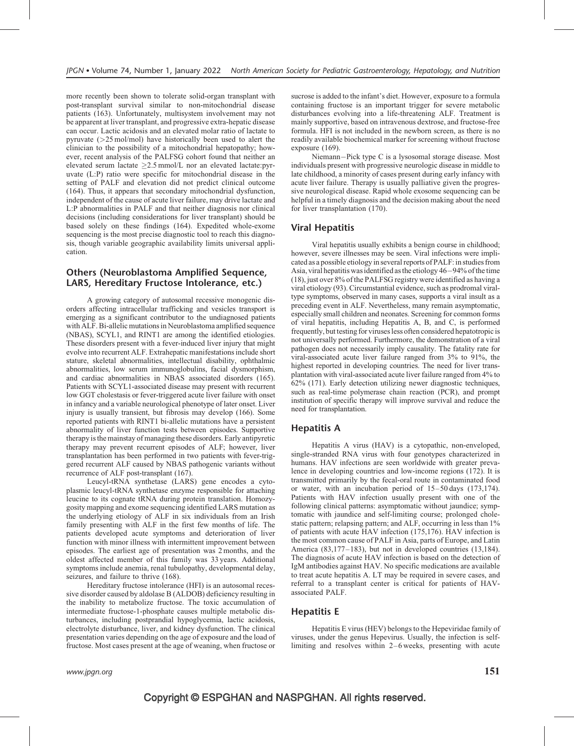more recently been shown to tolerate solid-organ transplant with post-transplant survival similar to non-mitochondrial disease patients (163). Unfortunately, multisystem involvement may not be apparent at liver transplant, and progressive extra-hepatic disease can occur. Lactic acidosis and an elevated molar ratio of lactate to pyruvate (>25 mol/mol) have historically been used to alert the clinician to the possibility of a mitochondrial hepatopathy; however, recent analysis of the PALFSG cohort found that neither an elevated serum lactate ≥2.5 mmol/L nor an elevated lactate:pyruvate (L:P) ratio were specific for mitochondrial disease in the setting of PALF and elevation did not predict clinical outcome (164). Thus, it appears that secondary mitochondrial dysfunction, independent of the cause of acute liver failure, may drive lactate and L:P abnormalities in PALF and that neither diagnosis nor clinical decisions (including considerations for liver transplant) should be based solely on these findings (164). Expedited whole-exome sequencing is the most precise diagnostic tool to reach this diagnosis, though variable geographic availability limits universal application.

## Others (Neuroblastoma Amplified Sequence, LARS, Hereditary Fructose Intolerance, etc.)

A growing category of autosomal recessive monogenic disorders affecting intracellular trafficking and vesicles transport is emerging as a significant contributor to the undiagnosed patients with ALF. Bi-allelic mutations in Neuroblastoma amplified sequence (NBAS), SCYL1, and RINT1 are among the identified etiologies. These disorders present with a fever-induced liver injury that might evolve into recurrent ALF. Extrahepatic manifestations include short stature, skeletal abnormalities, intellectual disability, ophthalmic abnormalities, low serum immunoglobulins, facial dysmorphism, and cardiac abnormalities in NBAS associated disorders (165). Patients with SCYL1-associated disease may present with recurrent low GGT cholestasis or fever-triggered acute liver failure with onset in infancy and a variable neurological phenotype of later onset. Liver injury is usually transient, but fibrosis may develop (166). Some reported patients with RINT1 bi-allelic mutations have a persistent abnormality of liver function tests between episodes. Supportive therapy is the mainstay of managing these disorders. Early antipyretic therapy may prevent recurrent episodes of ALF; however, liver transplantation has been performed in two patients with fever-triggered recurrent ALF caused by NBAS pathogenic variants without recurrence of ALF post-transplant (167).

Leucyl-tRNA synthetase (LARS) gene encodes a cytoplasmic leucyl-tRNA synthetase enzyme responsible for attaching leucine to its cognate tRNA during protein translation. Homozygosity mapping and exome sequencing identified LARS mutation as the underlying etiology of ALF in six individuals from an Irish family presenting with ALF in the first few months of life. The patients developed acute symptoms and deterioration of liver function with minor illness with intermittent improvement between episodes. The earliest age of presentation was 2 months, and the oldest affected member of this family was 33 years. Additional symptoms include anemia, renal tubulopathy, developmental delay, seizures, and failure to thrive (168).

Hereditary fructose intolerance (HFI) is an autosomal recessive disorder caused by aldolase B (ALDOB) deficiency resulting in the inability to metabolize fructose. The toxic accumulation of intermediate fructose-1-phosphate causes multiple metabolic disturbances, including postprandial hypoglycemia, lactic acidosis, electrolyte disturbance, liver, and kidney dysfunction. The clinical presentation varies depending on the age of exposure and the load of fructose. Most cases present at the age of weaning, when fructose or sucrose is added to the infant's diet. However, exposure to a formula containing fructose is an important trigger for severe metabolic disturbances evolving into a life-threatening ALF. Treatment is mainly supportive, based on intravenous dextrose, and fructose-free formula. HFI is not included in the newborn screen, as there is no readily available biochemical marker for screening without fructose exposure (169).

Niemann–Pick type C is a lysosomal storage disease. Most individuals present with progressive neurologic disease in middle to late childhood, a minority of cases present during early infancy with acute liver failure. Therapy is usually palliative given the progressive neurological disease. Rapid whole exosome sequencing can be helpful in a timely diagnosis and the decision making about the need for liver transplantation (170).

## Viral Hepatitis

Viral hepatitis usually exhibits a benign course in childhood; however, severe illnesses may be seen. Viral infections were implicated as a possible etiology in several reports of PALF: in studies from Asia, viral hepatitis was identified as the etiology 46–94% of the time (18), just over 8% of the PALFSG registry were identified as having a viral etiology (93). Circumstantial evidence, such as prodromal viral-type symptoms, observed in many cases, supports a viral insult as a preceding event in ALF. Nevertheless, many remain asymptomatic, especially small children and neonates. Screening for common forms of viral hepatitis, including Hepatitis A, B, and C, is performed frequently, but testing for viruses less often considered hepatotropic is not universally performed. Furthermore, the demonstration of a viral pathogen does not necessarily imply causality. The fatality rate for viral-associated acute liver failure ranged from 3% to 91%, the highest reported in developing countries. The need for liver transplantation with viral-associated acute liver failure ranged from 4% to 62% (171). Early detection utilizing newer diagnostic techniques, such as real-time polymerase chain reaction (PCR), and prompt institution of specific therapy will improve survival and reduce the need for transplantation.

## Hepatitis A

Hepatitis A virus (HAV) is a cytopathic, non-enveloped, single-stranded RNA virus with four genotypes characterized in humans. HAV infections are seen worldwide with greater prevalence in developing countries and low-income regions (172). It is transmitted primarily by the fecal-oral route in contaminated food or water, with an incubation period of 15–50 days (173,174). Patients with HAV infection usually present with one of the following clinical patterns: asymptomatic without jaundice; symptomatic with jaundice and self-limiting course; prolonged cholestatic pattern; relapsing pattern; and ALF, occurring in less than 1% of patients with acute HAV infection (175,176). HAV infection is the most common cause of PALF in Asia, parts of Europe, and Latin America (83,177–183), but not in developed countries (13,184). The diagnosis of acute HAV infection is based on the detection of IgM antibodies against HAV. No specific medications are available to treat acute hepatitis A. LT may be required in severe cases, and referral to a transplant center is critical for patients of HAV-associated PALF.

## Hepatitis E

Hepatitis E virus (HEV) belongs to the Hepeviridae family of viruses, under the genus Hepevirus. Usually, the infection is self-limiting and resolves within 2–6 weeks, presenting with acute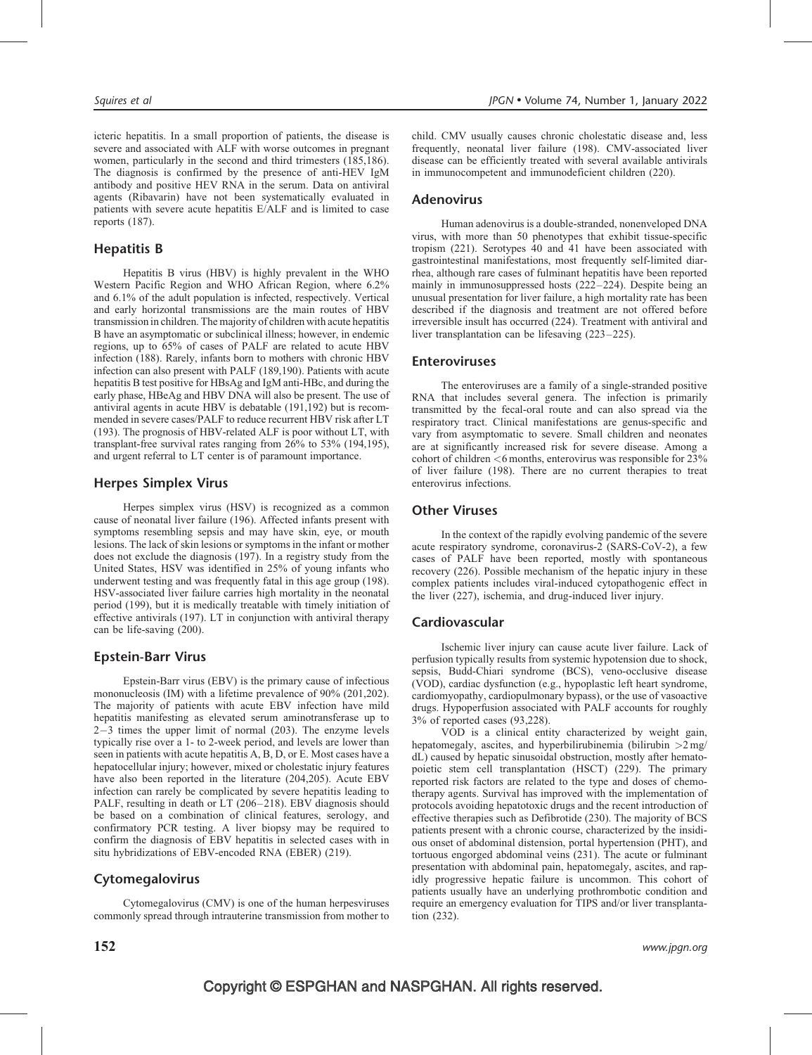icteric hepatitis. In a small proportion of patients, the disease is severe and associated with ALF with worse outcomes in pregnant women, particularly in the second and third trimesters (185,186). The diagnosis is confirmed by the presence of anti-HEV IgM antibody and positive HEV RNA in the serum. Data on antiviral agents (Ribavarin) have not been systematically evaluated in patients with severe acute hepatitis E/ALF and is limited to case reports (187).

## Hepatitis B

Hepatitis B virus (HBV) is highly prevalent in the WHO Western Pacific Region and WHO African Region, where 6.2% and 6.1% of the adult population is infected, respectively. Vertical and early horizontal transmissions are the main routes of HBV transmission in children. The majority of children with acute hepatitis B have an asymptomatic or subclinical illness; however, in endemic regions, up to 65% of cases of PALF are related to acute HBV infection (188). Rarely, infants born to mothers with chronic HBV infection can also present with PALF (189,190). Patients with acute hepatitis B test positive for HBsAg and IgM anti-HBc, and during the early phase, HBeAg and HBV DNA will also be present. The use of antiviral agents in acute HBV is debatable (191,192) but is recommended in severe cases/PALF to reduce recurrent HBV risk after LT (193). The prognosis of HBV-related ALF is poor without LT, with transplant-free survival rates ranging from 26% to 53% (194,195), and urgent referral to LT center is of paramount importance.

## Herpes Simplex Virus

Herpes simplex virus (HSV) is recognized as a common cause of neonatal liver failure (196). Affected infants present with symptoms resembling sepsis and may have skin, eye, or mouth lesions. The lack of skin lesions or symptoms in the infant or mother does not exclude the diagnosis (197). In a registry study from the United States, HSV was identified in 25% of young infants who underwent testing and was frequently fatal in this age group (198). HSV-associated liver failure carries high mortality in the neonatal period (199), but it is medically treatable with timely initiation of effective antivirals (197). LT in conjunction with antiviral therapy can be life-saving (200).

## Epstein-Barr Virus

Epstein-Barr virus (EBV) is the primary cause of infectious mononucleosis (IM) with a lifetime prevalence of 90% (201,202). The majority of patients with acute EBV infection have mild hepatitis manifesting as elevated serum aminotransferase up to 2−3 times the upper limit of normal (203). The enzyme levels typically rise over a 1- to 2-week period, and levels are lower than seen in patients with acute hepatitis A, B, D, or E. Most cases have a hepatocellular injury; however, mixed or cholestatic injury features have also been reported in the literature (204,205). Acute EBV infection can rarely be complicated by severe hepatitis leading to PALF, resulting in death or LT (206–218). EBV diagnosis should be based on a combination of clinical features, serology, and confirmatory PCR testing. A liver biopsy may be required to confirm the diagnosis of EBV hepatitis in selected cases with in situ hybridizations of EBV-encoded RNA (EBER) (219).

## Cytomegalovirus

Cytomegalovirus (CMV) is one of the human herpesviruses commonly spread through intrauterine transmission from mother to child. CMV usually causes chronic cholestatic disease and, less frequently, neonatal liver failure (198). CMV-associated liver disease can be efficiently treated with several available antivirals in immunocompetent and immunodeficient children (220).

## Adenovirus

Human adenovirus is a double-stranded, nonenveloped DNA virus, with more than 50 phenotypes that exhibit tissue-specific tropism (221). Serotypes 40 and 41 have been associated with gastrointestinal manifestations, most frequently self-limited diarrhea, although rare cases of fulminant hepatitis have been reported mainly in immunosuppressed hosts (222–224). Despite being an unusual presentation for liver failure, a high mortality rate has been described if the diagnosis and treatment are not offered before irreversible insult has occurred (224). Treatment with antiviral and liver transplantation can be lifesaving (223–225).

## Enteroviruses

The enteroviruses are a family of a single-stranded positive RNA that includes several genera. The infection is primarily transmitted by the fecal-oral route and can also spread via the respiratory tract. Clinical manifestations are genus-specific and vary from asymptomatic to severe. Small children and neonates are at significantly increased risk for severe disease. Among a cohort of children <6 months, enterovirus was responsible for 23% of liver failure (198). There are no current therapies to treat enterovirus infections.

## Other Viruses

In the context of the rapidly evolving pandemic of the severe acute respiratory syndrome, coronavirus-2 (SARS-CoV-2), a few cases of PALF have been reported, mostly with spontaneous recovery (226). Possible mechanism of the hepatic injury in these complex patients includes viral-induced cytopathogenic effect in the liver (227), ischemia, and drug-induced liver injury.

## Cardiovascular

Ischemic liver injury can cause acute liver failure. Lack of perfusion typically results from systemic hypotension due to shock, sepsis, Budd-Chiari syndrome (BCS), veno-occlusive disease (VOD), cardiac dysfunction (e.g., hypoplastic left heart syndrome, cardiomyopathy, cardiopulmonary bypass), or the use of vasoactive drugs. Hypoperfusion associated with PALF accounts for roughly 3% of reported cases (93,228).

VOD is a clinical entity characterized by weight gain, hepatomegaly, ascites, and hyperbilirubinemia (bilirubin >2 mg/dL) caused by hepatic sinusoidal obstruction, mostly after hematopoietic stem cell transplantation (HSCT) (229). The primary reported risk factors are related to the type and doses of chemotherapy agents. Survival has improved with the implementation of protocols avoiding hepatotoxic drugs and the recent introduction of effective therapies such as Defibrotide (230). The majority of BCS patients present with a chronic course, characterized by the insidious onset of abdominal distension, portal hypertension (PHT), and tortuous engorged abdominal veins (231). The acute or fulminant presentation with abdominal pain, hepatomegaly, ascites, and rapidly progressive hepatic failure is uncommon. This cohort of patients usually have an underlying prothrombotic condition and require an emergency evaluation for TIPS and/or liver transplantation (232).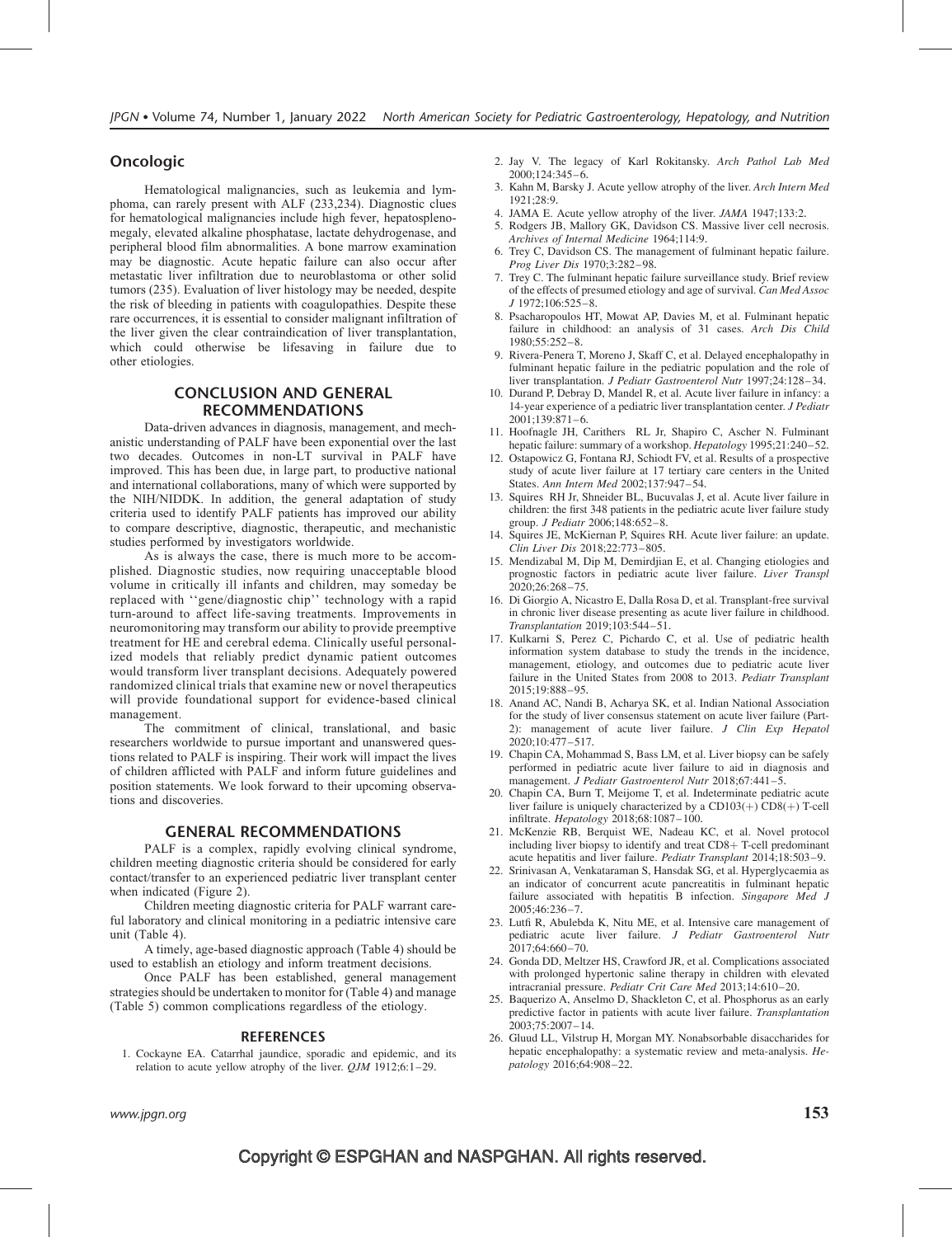## Oncologic

Hematological malignancies, such as leukemia and lymphoma, can rarely present with ALF (233,234). Diagnostic clues for hematological malignancies include high fever, hepatosplenomegaly, elevated alkaline phosphatase, lactate dehydrogenase, and peripheral blood film abnormalities. A bone marrow examination may be diagnostic. Acute hepatic failure can also occur after metastatic liver infiltration due to neuroblastoma or other solid tumors (235). Evaluation of liver histology may be needed, despite the risk of bleeding in patients with coagulopathies. Despite these rare occurrences, it is essential to consider malignant infiltration of the liver given the clear contraindication of liver transplantation, which could otherwise be lifesaving in failure due to other etiologies.

## CONCLUSION AND GENERAL RECOMMENDATIONS

Data-driven advances in diagnosis, management, and mechanistic understanding of PALF have been exponential over the last two decades. Outcomes in non-LT survival in PALF have improved. This has been due, in large part, to productive national and international collaborations, many of which were supported by the NIH/NIDDK. In addition, the general adaptation of study criteria used to identify PALF patients has improved our ability to compare descriptive, diagnostic, therapeutic, and mechanistic studies performed by investigators worldwide.

As is always the case, there is much more to be accomplished. Diagnostic studies, now requiring unacceptable blood volume in critically ill infants and children, may someday be replaced with ''gene/diagnostic chip'' technology with a rapid turn-around to affect life-saving treatments. Improvements in neuromonitoring may transform our ability to provide preemptive treatment for HE and cerebral edema. Clinically useful personalized models that reliably predict dynamic patient outcomes would transform liver transplant decisions. Adequately powered randomized clinical trials that examine new or novel therapeutics will provide foundational support for evidence-based clinical management.

The commitment of clinical, translational, and basic researchers worldwide to pursue important and unanswered questions related to PALF is inspiring. Their work will impact the lives of children afflicted with PALF and inform future guidelines and position statements. We look forward to their upcoming observations and discoveries.

## GENERAL RECOMMENDATIONS

PALF is a complex, rapidly evolving clinical syndrome, children meeting diagnostic criteria should be considered for early contact/transfer to an experienced pediatric liver transplant center when indicated (Figure 2).

Children meeting diagnostic criteria for PALF warrant careful laboratory and clinical monitoring in a pediatric intensive care unit (Table 4).

A timely, age-based diagnostic approach (Table 4) should be used to establish an etiology and inform treatment decisions.

Once PALF has been established, general management strategies should be undertaken to monitor for (Table 4) and manage (Table 5) common complications regardless of the etiology.

## REFERENCES

1. Cockayne EA. Catarrhal jaundice, sporadic and epidemic, and its relation to acute yellow atrophy of the liver. *QJM* 1912;6:1–29.
2. Jay V. The legacy of Karl Rokitansky. *Arch Pathol Lab Med* 2000;124:345–6.
3. Kahn M, Barsky J. Acute yellow atrophy of the liver. *Arch Intern Med* 1921;28:9.
4. JAMA E. Acute yellow atrophy of the liver. *JAMA* 1947;133:2.
5. Rodgers JB, Mallory GK, Davidson CS. Massive liver cell necrosis. *Archives of Internal Medicine* 1964;114:9.
6. Trey C, Davidson CS. The management of fulminant hepatic failure. *Prog Liver Dis* 1970;3:282–98.
7. Trey C. The fulminant hepatic failure surveillance study. Brief review of the effects of presumed etiology and age of survival. *Can Med Assoc J* 1972;106:525–8.
8. Psacharopoulos HT, Mowat AP, Davies M, et al. Fulminant hepatic failure in childhood: an analysis of 31 cases. *Arch Dis Child* 1980;55:252–8.
9. Rivera-Penera T, Moreno J, Skaff C, et al. Delayed encephalopathy in fulminant hepatic failure in the pediatric population and the role of liver transplantation. *J Pediatr Gastroenterol Nutr* 1997;24:128–34.
10. Durand P, Debray D, Mandel R, et al. Acute liver failure in infancy: a 14-year experience of a pediatric liver transplantation center. *J Pediatr* 2001;139:871–6.
11. Hoofnagle JH, Carithers RL Jr, Shapiro C, Ascher N. Fulminant hepatic failure: summary of a workshop. *Hepatology* 1995;21:240–52.
12. Ostapowicz G, Fontana RJ, Schiodt FV, et al. Results of a prospective study of acute liver failure at 17 tertiary care centers in the United States. *Ann Intern Med* 2002;137:947–54.
13. Squires RH Jr, Shneider BL, Bucuvalas J, et al. Acute liver failure in children: the first 348 patients in the pediatric acute liver failure study group. *J Pediatr* 2006;148:652–8.
14. Squires JE, McKiernan P, Squires RH. Acute liver failure: an update. *Clin Liver Dis* 2018;22:773–805.
15. Mendizabal M, Dip M, Demirdjian E, et al. Changing etiologies and prognostic factors in pediatric acute liver failure. *Liver Transpl* 2020;26:268–75.
16. Di Giorgio A, Nicastro E, Dalla Rosa D, et al. Transplant-free survival in chronic liver disease presenting as acute liver failure in childhood. *Transplantation* 2019;103:544–51.
17. Kulkarni S, Perez C, Pichardo C, et al. Use of pediatric health information system database to study the trends in the incidence, management, etiology, and outcomes due to pediatric acute liver failure in the United States from 2008 to 2013. *Pediatr Transplant* 2015;19:888–95.
18. Anand AC, Nandi B, Acharya SK, et al. Indian National Association for the study of liver consensus statement on acute liver failure (Part-2): management of acute liver failure. *J Clin Exp Hepatol* 2020;10:477–517.
19. Chapin CA, Mohammad S, Bass LM, et al. Liver biopsy can be safely performed in pediatric acute liver failure to aid in diagnosis and management. *J Pediatr Gastroenterol Nutr* 2018;67:441–5.
20. Chapin CA, Burn T, Meijome T, et al. Indeterminate pediatric acute liver failure is uniquely characterized by a CD103(+) CD8(+) T-cell infiltrate. *Hepatology* 2018;68:1087–100.
21. McKenzie RB, Berquist WE, Nadeau KC, et al. Novel protocol including liver biopsy to identify and treat CD8+ T-cell predominant acute hepatitis and liver failure. *Pediatr Transplant* 2014;18:503–9.
22. Srinivasan A, Venkataraman S, Hansdak SG, et al. Hyperglycaemia as an indicator of concurrent acute pancreatitis in fulminant hepatic failure associated with hepatitis B infection. *Singapore Med J* 2005;46:236–7.
23. Lutfi R, Abulebda K, Nitu ME, et al. Intensive care management of pediatric acute liver failure. *J Pediatr Gastroenterol Nutr* 2017;64:660–70.
24. Gonda DD, Meltzer HS, Crawford JR, et al. Complications associated with prolonged hypertonic saline therapy in children with elevated intracranial pressure. *Pediatr Crit Care Med* 2013;14:610–20.
25. Baquerizo A, Anselmo D, Shackleton C, et al. Phosphorus as an early predictive factor in patients with acute liver failure. *Transplantation* 2003;75:2007–14.
26. Gluud LL, Vilstrup H, Morgan MY. Nonabsorbable disaccharides for hepatic encephalopathy: a systematic review and meta-analysis. *Hepatology* 2016;64:908–22.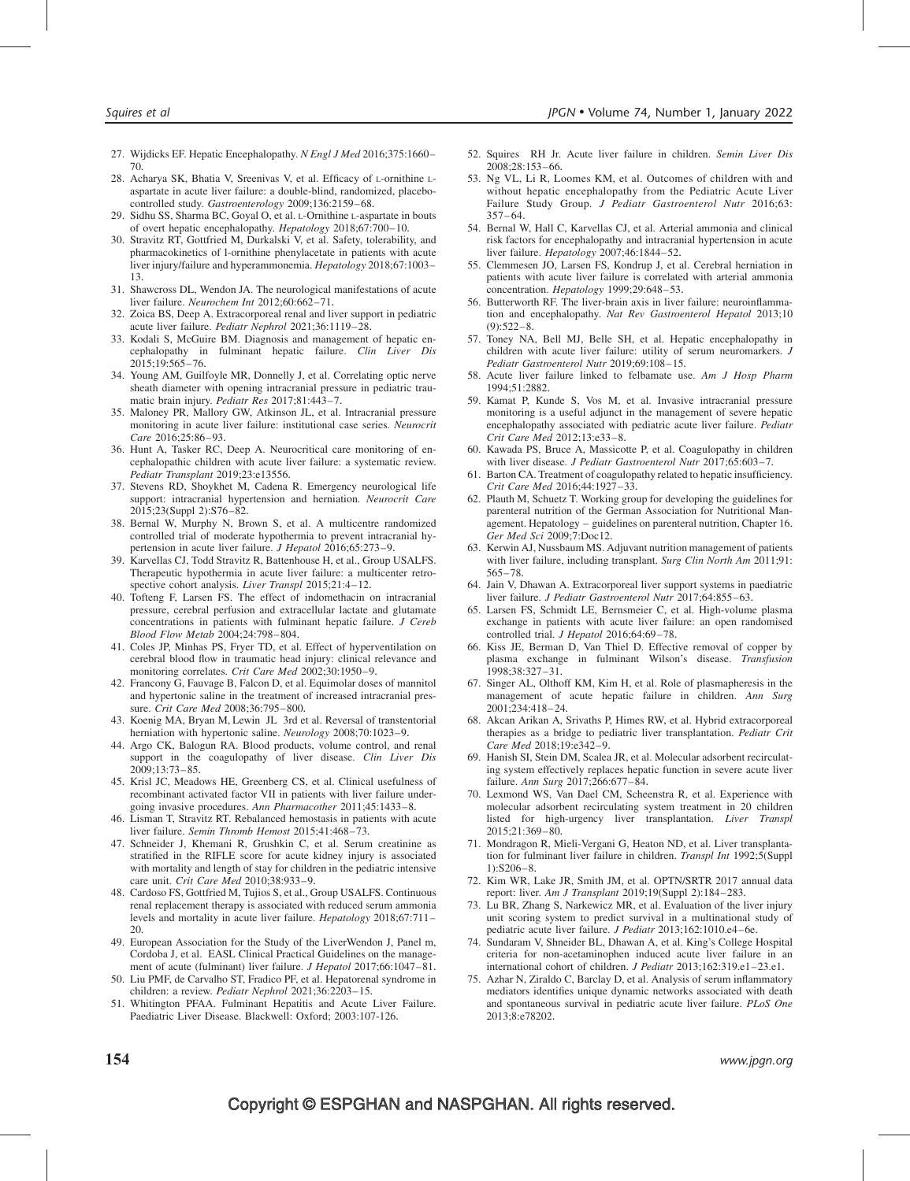27. Wijdicks EF. Hepatic Encephalopathy. *N Engl J Med* 2016;375:1660–70.
28. Acharya SK, Bhatia V, Sreenivas V, et al. Efficacy of L-ornithine L-aspartate in acute liver failure: a double-blind, randomized, placebo-controlled study. *Gastroenterology* 2009;136:2159–68.
29. Sidhu SS, Sharma BC, Goyal O, et al. L-Ornithine L-aspartate in bouts of overt hepatic encephalopathy. *Hepatology* 2018;67:700–10.
30. Stravitz RT, Gottfried M, Durkalski V, et al. Safety, tolerability, and pharmacokinetics of l-ornithine phenylacetate in patients with acute liver injury/failure and hyperammonemia. *Hepatology* 2018;67:1003–13.
31. Shawcross DL, Wendon JA. The neurological manifestations of acute liver failure. *Neurochem Int* 2012;60:662–71.
32. Zoica BS, Deep A. Extracorporeal renal and liver support in pediatric acute liver failure. *Pediatr Nephrol* 2021;36:1119–28.
33. Kodali S, McGuire BM. Diagnosis and management of hepatic encephalopathy in fulminant hepatic failure. *Clin Liver Dis* 2015;19:565–76.
34. Young AM, Guilfoyle MR, Donnelly J, et al. Correlating optic nerve sheath diameter with opening intracranial pressure in pediatric traumatic brain injury. *Pediatr Res* 2017;81:443–7.
35. Maloney PR, Mallory GW, Atkinson JL, et al. Intracranial pressure monitoring in acute liver failure: institutional case series. *Neurocrit Care* 2016;25:86–93.
36. Hunt A, Tasker RC, Deep A. Neurocritical care monitoring of encephalopathic children with acute liver failure: a systematic review. *Pediatr Transplant* 2019;23:e13556.
37. Stevens RD, Shoykhet M, Cadena R. Emergency neurological life support: intracranial hypertension and herniation. *Neurocrit Care* 2015;23(Suppl 2):S76–82.
38. Bernal W, Murphy N, Brown S, et al. A multicentre randomized controlled trial of moderate hypothermia to prevent intracranial hypertension in acute liver failure. *J Hepatol* 2016;65:273–9.
39. Karvellas CJ, Todd Stravitz R, Battenhouse H, et al., Group USALFS. Therapeutic hypothermia in acute liver failure: a multicenter retrospective cohort analysis. *Liver Transpl* 2015;21:4–12.
40. Tofteng F, Larsen FS. The effect of indomethacin on intracranial pressure, cerebral perfusion and extracellular lactate and glutamate concentrations in patients with fulminant hepatic failure. *J Cereb Blood Flow Metab* 2004;24:798–804.
41. Coles JP, Minhas PS, Fryer TD, et al. Effect of hyperventilation on cerebral blood flow in traumatic head injury: clinical relevance and monitoring correlates. *Crit Care Med* 2002;30:1950–9.
42. Francony G, Fauvage B, Falcon D, et al. Equimolar doses of mannitol and hypertonic saline in the treatment of increased intracranial pressure. *Crit Care Med* 2008;36:795–800.
43. Koenig MA, Bryan M, Lewin JL 3rd et al. Reversal of transtentorial herniation with hypertonic saline. *Neurology* 2008;70:1023–9.
44. Argo CK, Balogun RA. Blood products, volume control, and renal support in the coagulopathy of liver disease. *Clin Liver Dis* 2009;13:73–85.
45. Krisl JC, Meadows HE, Greenberg CS, et al. Clinical usefulness of recombinant activated factor VII in patients with liver failure undergoing invasive procedures. *Ann Pharmacother* 2011;45:1433–8.
46. Lisman T, Stravitz RT. Rebalanced hemostasis in patients with acute liver failure. *Semin Thromb Hemost* 2015;41:468–73.
47. Schneider J, Khemani R, Grushkin C, et al. Serum creatinine as stratified in the RIFLE score for acute kidney injury is associated with mortality and length of stay for children in the pediatric intensive care unit. *Crit Care Med* 2010;38:933–9.
48. Cardoso FS, Gottfried M, Tujios S, et al., Group USALFS. Continuous renal replacement therapy is associated with reduced serum ammonia levels and mortality in acute liver failure. *Hepatology* 2018;67:711–20.
49. European Association for the Study of the LiverWendon J, Panel m, Cordoba J, et al. EASL Clinical Practical Guidelines on the management of acute (fulminant) liver failure. *J Hepatol* 2017;66:1047–81.
50. Liu PMF, de Carvalho ST, Fradico PF, et al. Hepatorenal syndrome in children: a review. *Pediatr Nephrol* 2021;36:2203–15.
51. Whitington PFAA. Fulminant Hepatitis and Acute Liver Failure. Paediatric Liver Disease. Blackwell: Oxford; 2003:107-126.
52. Squires RH Jr. Acute liver failure in children. *Semin Liver Dis* 2008;28:153–66.
53. Ng VL, Li R, Loomes KM, et al. Outcomes of children with and without hepatic encephalopathy from the Pediatric Acute Liver Failure Study Group. *J Pediatr Gastroenterol Nutr* 2016;63:357–64.
54. Bernal W, Hall C, Karvellas CJ, et al. Arterial ammonia and clinical risk factors for encephalopathy and intracranial hypertension in acute liver failure. *Hepatology* 2007;46:1844–52.
55. Clemmesen JO, Larsen FS, Kondrup J, et al. Cerebral herniation in patients with acute liver failure is correlated with arterial ammonia concentration. *Hepatology* 1999;29:648–53.
56. Butterworth RF. The liver-brain axis in liver failure: neuroinflammation and encephalopathy. *Nat Rev Gastroenterol Hepatol* 2013;10(9):522–8.
57. Toney NA, Bell MJ, Belle SH, et al. Hepatic encephalopathy in children with acute liver failure: utility of serum neuromarkers. *J Pediatr Gastroenterol Nutr* 2019;69:108–15.
58. Acute liver failure linked to felbamate use. *Am J Hosp Pharm* 1994;51:2882.
59. Kamat P, Kunde S, Vos M, et al. Invasive intracranial pressure monitoring is a useful adjunct in the management of severe hepatic encephalopathy associated with pediatric acute liver failure. *Pediatr Crit Care Med* 2012;13:e33–8.
60. Kawada PS, Bruce A, Massicotte P, et al. Coagulopathy in children with liver disease. *J Pediatr Gastroenterol Nutr* 2017;65:603–7.
61. Barton CA. Treatment of coagulopathy related to hepatic insufficiency. *Crit Care Med* 2016;44:1927–33.
62. Plauth M, Schuetz T. Working group for developing the guidelines for parenteral nutrition of the German Association for Nutritional Management. Hepatology – guidelines on parenteral nutrition, Chapter 16. *Ger Med Sci* 2009;7:Doc12.
63. Kerwin AJ, Nussbaum MS. Adjuvant nutrition management of patients with liver failure, including transplant. *Surg Clin North Am* 2011;91:565–78.
64. Jain V, Dhawan A. Extracorporeal liver support systems in paediatric liver failure. *J Pediatr Gastroenterol Nutr* 2017;64:855–63.
65. Larsen FS, Schmidt LE, Bernsmeier C, et al. High-volume plasma exchange in patients with acute liver failure: an open randomised controlled trial. *J Hepatol* 2016;64:69–78.
66. Kiss JE, Berman D, Van Thiel D. Effective removal of copper by plasma exchange in fulminant Wilson's disease. *Transfusion* 1998;38:327–31.
67. Singer AL, Olthoff KM, Kim H, et al. Role of plasmapheresis in the management of acute hepatic failure in children. *Ann Surg* 2001;234:418–24.
68. Akcan Arikan A, Srivaths P, Himes RW, et al. Hybrid extracorporeal therapies as a bridge to pediatric liver transplantation. *Pediatr Crit Care Med* 2018;19:e342–9.
69. Hanish SI, Stein DM, Scalea JR, et al. Molecular adsorbent recirculating system effectively replaces hepatic function in severe acute liver failure. *Ann Surg* 2017;266:677–84.
70. Lexmond WS, Van Dael CM, Scheenstra R, et al. Experience with molecular adsorbent recirculating system treatment in 20 children listed for high-urgency liver transplantation. *Liver Transpl* 2015;21:369–80.
71. Mondragon R, Mieli-Vergani G, Heaton ND, et al. Liver transplantation for fulminant liver failure in children. *Transpl Int* 1992;5(Suppl 1):S206–8.
72. Kim WR, Lake JR, Smith JM, et al. OPTN/SRTR 2017 annual data report: liver. *Am J Transplant* 2019;19(Suppl 2):184–283.
73. Lu BR, Zhang S, Narkewicz MR, et al. Evaluation of the liver injury unit scoring system to predict survival in a multinational study of pediatric acute liver failure. *J Pediatr* 2013;162:1010.e4–6e.
74. Sundaram V, Shneider BL, Dhawan A, et al. King's College Hospital criteria for non-acetaminophen induced acute liver failure in an international cohort of children. *J Pediatr* 2013;162:319.e1–23.e1.
75. Azhar N, Ziraldo C, Barclay D, et al. Analysis of serum inflammatory mediators identifies unique dynamic networks associated with death and spontaneous survival in pediatric acute liver failure. *PLoS One* 2013;8:e78202.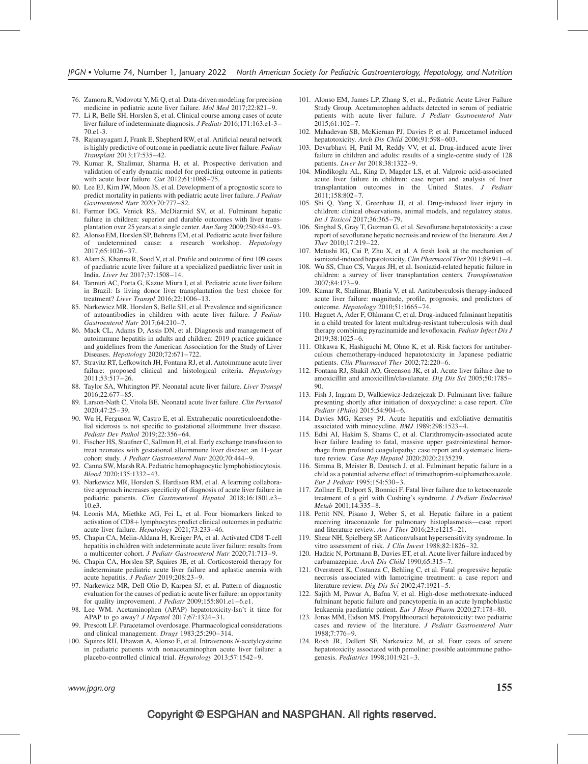76. Zamora R, Vodovotz Y, Mi Q, et al. Data-driven modeling for precision medicine in pediatric acute liver failure. *Mol Med* 2017;22:821–9.
77. Li R, Belle SH, Horslen S, et al. Clinical course among cases of acute liver failure of indeterminate diagnosis. *J Pediatr* 2016;171:163.e1-3–70.e1-3.
78. Rajanayagam J, Frank E, Shepherd RW, et al. Artificial neural network is highly predictive of outcome in paediatric acute liver failure. *Pediatr Transplant* 2013;17:535–42.
79. Kumar R, Shalimar, Sharma H, et al. Prospective derivation and validation of early dynamic model for predicting outcome in patients with acute liver failure. *Gut* 2012;61:1068–75.
80. Lee EJ, Kim JW, Moon JS, et al. Development of a prognostic score to predict mortality in patients with pediatric acute liver failure. *J Pediatr Gastroenterol Nutr* 2020;70:777–82.
81. Farmer DG, Venick RS, McDiarmid SV, et al. Fulminant hepatic failure in children: superior and durable outcomes with liver transplantation over 25 years at a single center. *Ann Surg* 2009;250:484–93.
82. Alonso EM, Horslen SP, Behrens EM, et al. Pediatric acute liver failure of undetermined cause: a research workshop. *Hepatology* 2017;65:1026–37.
83. Alam S, Khanna R, Sood V, et al. Profile and outcome of first 109 cases of paediatric acute liver failure at a specialized paediatric liver unit in India. *Liver Int* 2017;37:1508–14.
84. Tannuri AC, Porta G, Kazue Miura I, et al. Pediatric acute liver failure in Brazil: Is living donor liver transplantation the best choice for treatment? *Liver Transpl* 2016;22:1006–13.
85. Narkewicz MR, Horslen S, Belle SH, et al. Prevalence and significance of autoantibodies in children with acute liver failure. *J Pediatr Gastroenterol Nutr* 2017;64:210–7.
86. Mack CL, Adams D, Assis DN, et al. Diagnosis and management of autoimmune hepatitis in adults and children: 2019 practice guidance and guidelines from the American Association for the Study of Liver Diseases. *Hepatology* 2020;72:671–722.
87. Stravitz RT, Lefkowitch JH, Fontana RJ, et al. Autoimmune acute liver failure: proposed clinical and histological criteria. *Hepatology* 2011;53:517–26.
88. Taylor SA, Whitington PF. Neonatal acute liver failure. *Liver Transpl* 2016;22:677–85.
89. Larson-Nath C, Vitola BE. Neonatal acute liver failure. *Clin Perinatol* 2020;47:25–39.
90. Wu H, Ferguson W, Castro E, et al. Extrahepatic nonreticuloendothelial siderosis is not specific to gestational alloimmune liver disease. *Pediatr Dev Pathol* 2019;22:356–64.
91. Fischer HS, Staufner C, Sallmon H, et al. Early exchange transfusion to treat neonates with gestational alloimmune liver disease: an 11-year cohort study. *J Pediatr Gastroenterol Nutr* 2020;70:444–9.
92. Canna SW, Marsh RA. Pediatric hemophagocytic lymphohistiocytosis. *Blood* 2020;135:1332–43.
93. Narkewicz MR, Horslen S, Hardison RM, et al. A learning collaborative approach increases specificity of diagnosis of acute liver failure in pediatric patients. *Clin Gastroenterol Hepatol* 2018;16:1801.e3–10.e3.
94. Leonis MA, Miethke AG, Fei L, et al. Four biomarkers linked to activation of CD8+ lymphocytes predict clinical outcomes in pediatric acute liver failure. *Hepatology* 2021;73:233–46.
95. Chapin CA, Melin-Aldana H, Kreiger PA, et al. Activated CD8 T-cell hepatitis in children with indeterminate acute liver failure: results from a multicenter cohort. *J Pediatr Gastroenterol Nutr* 2020;71:713–9.
96. Chapin CA, Horslen SP, Squires JE, et al. Corticosteroid therapy for indeterminate pediatric acute liver failure and aplastic anemia with acute hepatitis. *J Pediatr* 2019;208:23–9.
97. Narkewicz MR, Dell Olio D, Karpen SJ, et al. Pattern of diagnostic evaluation for the causes of pediatric acute liver failure: an opportunity for quality improvement. *J Pediatr* 2009;155:801.e1–6.e1.
98. Lee WM. Acetaminophen (APAP) hepatotoxicity-Isn't it time for APAP to go away? *J Hepatol* 2017;67:1324–31.
99. Prescott LF. Paracetamol overdosage. Pharmacological considerations and clinical management. *Drugs* 1983;25:290–314.
100. Squires RH, Dhawan A, Alonso E, et al. Intravenous *N*-acetylcysteine in pediatric patients with nonacetaminophen acute liver failure: a placebo-controlled clinical trial. *Hepatology* 2013;57:1542–9.
101. Alonso EM, James LP, Zhang S, et al., Pediatric Acute Liver Failure Study Group. Acetaminophen adducts detected in serum of pediatric patients with acute liver failure. *J Pediatr Gastroenterol Nutr* 2015;61:102–7.
102. Mahadevan SB, McKiernan PJ, Davies P, et al. Paracetamol induced hepatotoxicity. *Arch Dis Child* 2006;91:598–603.
103. Devarbhavi H, Patil M, Reddy VV, et al. Drug-induced acute liver failure in children and adults: results of a single-centre study of 128 patients. *Liver Int* 2018;38:1322–9.
104. Mindikoglu AL, King D, Magder LS, et al. Valproic acid-associated acute liver failure in children: case report and analysis of liver transplantation outcomes in the United States. *J Pediatr* 2011;158:802–7.
105. Shi Q, Yang X, Greenhaw JJ, et al. Drug-induced liver injury in children: clinical observations, animal models, and regulatory status. *Int J Toxicol* 2017;36:365–79.
106. Singhal S, Gray T, Guzman G, et al. Sevoflurane hepatotoxicity: a case report of sevoflurane hepatic necrosis and review of the literature. *Am J Ther* 2010;17:219–22.
107. Metushi IG, Cai P, Zhu X, et al. A fresh look at the mechanism of isoniazid-induced hepatotoxicity. *Clin Pharmacol Ther* 2011;89:911–4.
108. Wu SS, Chao CS, Vargas JH, et al. Isoniazid-related hepatic failure in children: a survey of liver transplantation centers. *Transplantation* 2007;84:173–9.
109. Kumar R, Shalimar, Bhatia V, et al. Antituberculosis therapy-induced acute liver failure: magnitude, profile, prognosis, and predictors of outcome. *Hepatology* 2010;51:1665–74.
110. Huguet A, Ader F, Ohlmann C, et al. Drug-induced fulminant hepatitis in a child treated for latent multidrug-resistant tuberculosis with dual therapy combining pyrazinamide and levofloxacin. *Pediatr Infect Dis J* 2019;38:1025–6.
111. Ohkawa K, Hashiguchi M, Ohno K, et al. Risk factors for antituberculous chemotherapy-induced hepatotoxicity in Japanese pediatric patients. *Clin Pharmacol Ther* 2002;72:220–6.
112. Fontana RJ, Shakil AO, Greenson JK, et al. Acute liver failure due to amoxicillin and amoxicillin/clavulanate. *Dig Dis Sci* 2005;50:1785–90.
113. Fish J, Ingram D, Walkiewicz-Jedrzejczak D. Fulminant liver failure presenting shortly after initiation of doxycycline: a case report. *Clin Pediatr (Phila)* 2015;54:904–6.
114. Davies MG, Kersey PJ. Acute hepatitis and exfoliative dermatitis associated with minocycline. *BMJ* 1989;298:1523–4.
115. Edhi AI, Hakim S, Shams C, et al. Clarithromycin-associated acute liver failure leading to fatal, massive upper gastrointestinal hemorrhage from profound coagulopathy: case report and systematic literature review. *Case Rep Hepatol* 2020;2020:2135239.
116. Simma B, Meister B, Deutsch J, et al. Fulminant hepatic failure in a child as a potential adverse effect of trimethoprim-sulphamethoxazole. *Eur J Pediatr* 1995;154:530–3.
117. Zollner E, Delport S, Bonnici F. Fatal liver failure due to ketoconazole treatment of a girl with Cushing's syndrome. *J Pediatr Endocrinol Metab* 2001;14:335–8.
118. Pettit NN, Pisano J, Weber S, et al. Hepatic failure in a patient receiving itraconazole for pulmonary histoplasmosis—case report and literature review. *Am J Ther* 2016;23:e1215–21.
119. Shear NH, Spielberg SP. Anticonvulsant hypersensitivity syndrome. In vitro assessment of risk. *J Clin Invest* 1988;82:1826–32.
120. Hadzic N, Portmann B, Davies ET, et al. Acute liver failure induced by carbamazepine. *Arch Dis Child* 1990;65:315–7.
121. Overstreet K, Costanza C, Behling C, et al. Fatal progressive hepatic necrosis associated with lamotrigine treatment: a case report and literature review. *Dig Dis Sci* 2002;47:1921–5.
122. Sajith M, Pawar A, Bafna V, et al. High-dose methotrexate-induced fulminant hepatic failure and pancytopenia in an acute lymphoblastic leukaemia paediatric patient. *Eur J Hosp Pharm* 2020;27:178–80.
123. Jonas MM, Eidson MS. Propylthiouracil hepatotoxicity: two pediatric cases and review of the literature. *J Pediatr Gastroenterol Nutr* 1988;7:776–9.
124. Rosh JR, Dellert SF, Narkewicz M, et al. Four cases of severe hepatotoxicity associated with pemoline: possible autoimmune pathogenesis. *Pediatrics* 1998;101:921–3.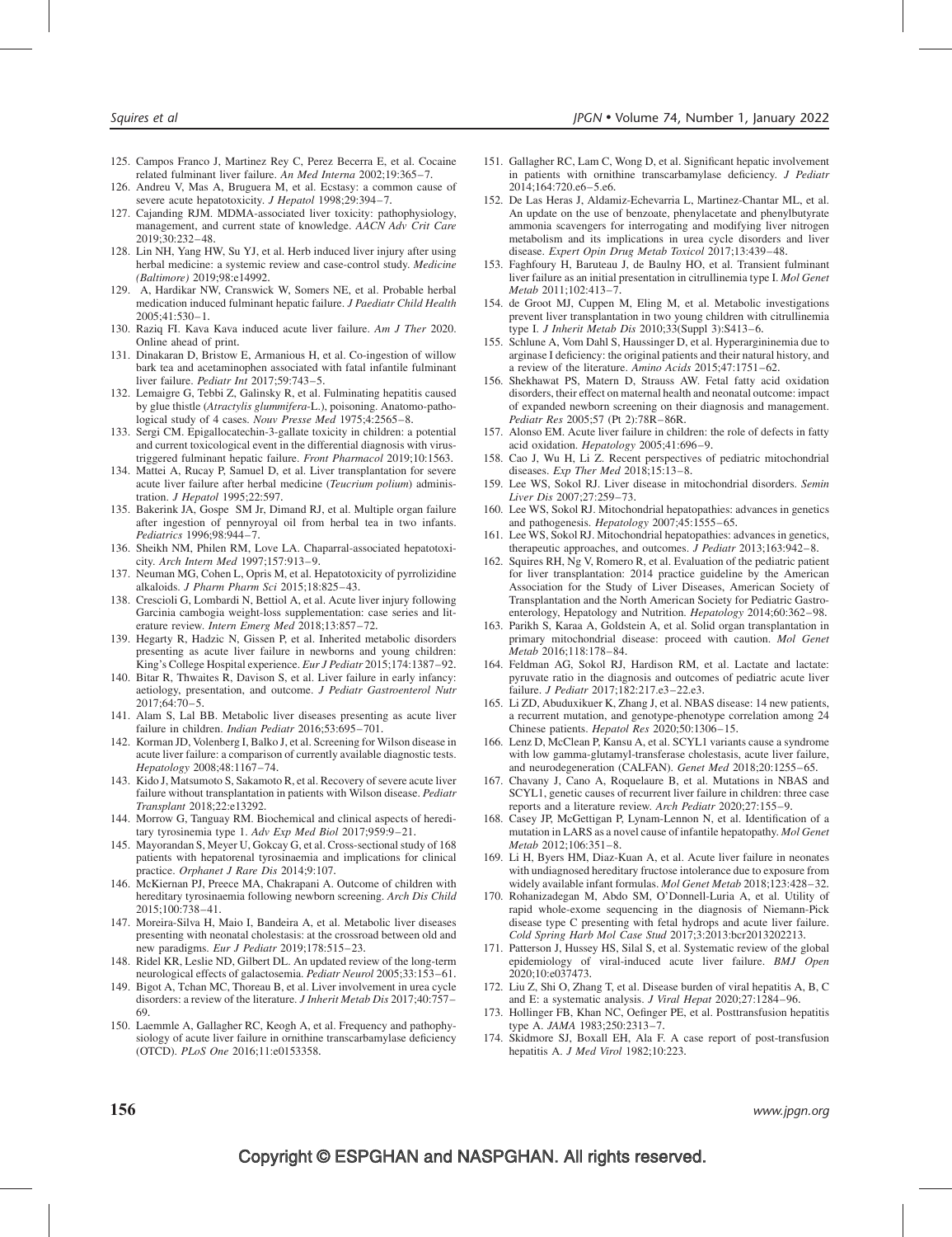125. Campos Franco J, Martinez Rey C, Perez Becerra E, et al. Cocaine related fulminant liver failure. *An Med Interna* 2002;19:365–7.
126. Andreu V, Mas A, Bruguera M, et al. Ecstasy: a common cause of severe acute hepatotoxicity. *J Hepatol* 1998;29:394–7.
127. Cajanding RJM. MDMA-associated liver toxicity: pathophysiology, management, and current state of knowledge. *AACN Adv Crit Care* 2019;30:232–48.
128. Lin NH, Yang HW, Su YJ, et al. Herb induced liver injury after using herbal medicine: a systemic review and case-control study. *Medicine (Baltimore)* 2019;98:e14992.
129. A, Hardikar NW, Cranswick W, Somers NE, et al. Probable herbal medication induced fulminant hepatic failure. *J Paediatr Child Health* 2005;41:530–1.
130. Raziq FI. Kava Kava induced acute liver failure. *Am J Ther* 2020. Online ahead of print.
131. Dinakaran D, Bristow E, Armanious H, et al. Co-ingestion of willow bark tea and acetaminophen associated with fatal infantile fulminant liver failure. *Pediatr Int* 2017;59:743–5.
132. Lemaigre G, Tebbi Z, Galinsky R, et al. Fulminating hepatitis caused by glue thistle (*Atractylis glummifera*-L.), poisoning. Anatomo-pathological study of 4 cases. *Nouv Presse Med* 1975;4:2565–8.
133. Sergi CM. Epigallocatechin-3-gallate toxicity in children: a potential and current toxicological event in the differential diagnosis with virus-triggered fulminant hepatic failure. *Front Pharmacol* 2019;10:1563.
134. Mattei A, Rucay P, Samuel D, et al. Liver transplantation for severe acute liver failure after herbal medicine (*Teucrium polium*) administration. *J Hepatol* 1995;22:597.
135. Bakerink JA, Gospe SM Jr, Dimand RJ, et al. Multiple organ failure after ingestion of pennyroyal oil from herbal tea in two infants. *Pediatrics* 1996;98:944–7.
136. Sheikh NM, Philen RM, Love LA. Chaparral-associated hepatotoxicity. *Arch Intern Med* 1997;157:913–9.
137. Neuman MG, Cohen L, Opris M, et al. Hepatotoxicity of pyrrolizidine alkaloids. *J Pharm Pharm Sci* 2015;18:825–43.
138. Crescioli G, Lombardi N, Bettiol A, et al. Acute liver injury following Garcinia cambogia weight-loss supplementation: case series and literature review. *Intern Emerg Med* 2018;13:857–72.
139. Hegarty R, Hadzic N, Gissen P, et al. Inherited metabolic disorders presenting as acute liver failure in newborns and young children: King's College Hospital experience. *Eur J Pediatr* 2015;174:1387–92.
140. Bitar R, Thwaites R, Davison S, et al. Liver failure in early infancy: aetiology, presentation, and outcome. *J Pediatr Gastroenterol Nutr* 2017;64:70–5.
141. Alam S, Lal BB. Metabolic liver diseases presenting as acute liver failure in children. *Indian Pediatr* 2016;53:695–701.
142. Korman JD, Volenberg I, Balko J, et al. Screening for Wilson disease in acute liver failure: a comparison of currently available diagnostic tests. *Hepatology* 2008;48:1167–74.
143. Kido J, Matsumoto S, Sakamoto R, et al. Recovery of severe acute liver failure without transplantation in patients with Wilson disease. *Pediatr Transplant* 2018;22:e13292.
144. Morrow G, Tanguay RM. Biochemical and clinical aspects of hereditary tyrosinemia type 1. *Adv Exp Med Biol* 2017;959:9–21.
145. Mayorandan S, Meyer U, Gokcay G, et al. Cross-sectional study of 168 patients with hepatorenal tyrosinaemia and implications for clinical practice. *Orphanet J Rare Dis* 2014;9:107.
146. McKiernan PJ, Preece MA, Chakrapani A. Outcome of children with hereditary tyrosinaemia following newborn screening. *Arch Dis Child* 2015;100:738–41.
147. Moreira-Silva H, Maio I, Bandeira A, et al. Metabolic liver diseases presenting with neonatal cholestasis: at the crossroad between old and new paradigms. *Eur J Pediatr* 2019;178:515–23.
148. Ridel KR, Leslie ND, Gilbert DL. An updated review of the long-term neurological effects of galactosemia. *Pediatr Neurol* 2005;33:153–61.
149. Bigot A, Tchan MC, Thoreau B, et al. Liver involvement in urea cycle disorders: a review of the literature. *J Inherit Metab Dis* 2017;40:757–69.
150. Laemmle A, Gallagher RC, Keogh A, et al. Frequency and pathophysiology of acute liver failure in ornithine transcarbamylase deficiency (OTCD). *PLoS One* 2016;11:e0153358.
151. Gallagher RC, Lam C, Wong D, et al. Significant hepatic involvement in patients with ornithine transcarbamylase deficiency. *J Pediatr* 2014;164:720.e6–5.e6.
152. De Las Heras J, Aldamiz-Echevarria L, Martinez-Chantar ML, et al. An update on the use of benzoate, phenylacetate and phenylbutyrate ammonia scavengers for interrogating and modifying liver nitrogen metabolism and its implications in urea cycle disorders and liver disease. *Expert Opin Drug Metab Toxicol* 2017;13:439–48.
153. Faghfoury H, Baruteau J, de Baulny HO, et al. Transient fulminant liver failure as an initial presentation in citrullinemia type I. *Mol Genet Metab* 2011;102:413–7.
154. de Groot MJ, Cuppen M, Eling M, et al. Metabolic investigations prevent liver transplantation in two young children with citrullinemia type I. *J Inherit Metab Dis* 2010;33(Suppl 3):S413–6.
155. Schlune A, Vom Dahl S, Haussinger D, et al. Hyperargininemia due to arginase I deficiency: the original patients and their natural history, and a review of the literature. *Amino Acids* 2015;47:1751–62.
156. Shekhawat PS, Matern D, Strauss AW. Fetal fatty acid oxidation disorders, their effect on maternal health and neonatal outcome: impact of expanded newborn screening on their diagnosis and management. *Pediatr Res* 2005;57 (Pt 2):78R–86R.
157. Alonso EM. Acute liver failure in children: the role of defects in fatty acid oxidation. *Hepatology* 2005;41:696–9.
158. Cao J, Wu H, Li Z. Recent perspectives of pediatric mitochondrial diseases. *Exp Ther Med* 2018;15:13–8.
159. Lee WS, Sokol RJ. Liver disease in mitochondrial disorders. *Semin Liver Dis* 2007;27:259–73.
160. Lee WS, Sokol RJ. Mitochondrial hepatopathies: advances in genetics and pathogenesis. *Hepatology* 2007;45:1555–65.
161. Lee WS, Sokol RJ. Mitochondrial hepatopathies: advances in genetics, therapeutic approaches, and outcomes. *J Pediatr* 2013;163:942–8.
162. Squires RH, Ng V, Romero R, et al. Evaluation of the pediatric patient for liver transplantation: 2014 practice guideline by the American Association for the Study of Liver Diseases, American Society of Transplantation and the North American Society for Pediatric Gastroenterology, Hepatology and Nutrition. *Hepatology* 2014;60:362–98.
163. Parikh S, Karaa A, Goldstein A, et al. Solid organ transplantation in primary mitochondrial disease: proceed with caution. *Mol Genet Metab* 2016;118:178–84.
164. Feldman AG, Sokol RJ, Hardison RM, et al. Lactate and lactate: pyruvate ratio in the diagnosis and outcomes of pediatric acute liver failure. *J Pediatr* 2017;182:217.e3–22.e3.
165. Li ZD, Abuduxikuer K, Zhang J, et al. NBAS disease: 14 new patients, a recurrent mutation, and genotype-phenotype correlation among 24 Chinese patients. *Hepatol Res* 2020;50:1306–15.
166. Lenz D, McClean P, Kansu A, et al. SCYL1 variants cause a syndrome with low gamma-glutamyl-transferase cholestasis, acute liver failure, and neurodegeneration (CALFAN). *Genet Med* 2018;20:1255–65.
167. Chavany J, Cano A, Roquelaure B, et al. Mutations in NBAS and SCYL1, genetic causes of recurrent liver failure in children: three case reports and a literature review. *Arch Pediatr* 2020;27:155–9.
168. Casey JP, McGettigan P, Lynam-Lennon N, et al. Identification of a mutation in LARS as a novel cause of infantile hepatopathy. *Mol Genet Metab* 2012;106:351–8.
169. Li H, Byers HM, Diaz-Kuan A, et al. Acute liver failure in neonates with undiagnosed hereditary fructose intolerance due to exposure from widely available infant formulas. *Mol Genet Metab* 2018;123:428–32.
170. Rohanizadegan M, Abdo SM, O'Donnell-Luria A, et al. Utility of rapid whole-exome sequencing in the diagnosis of Niemann-Pick disease type C presenting with fetal hydrops and acute liver failure. *Cold Spring Harb Mol Case Stud* 2017;3:2013:bcr2013202213.
171. Patterson J, Hussey HS, Silal S, et al. Systematic review of the global epidemiology of viral-induced acute liver failure. *BMJ Open* 2020;10:e037473.
172. Liu Z, Shi O, Zhang T, et al. Disease burden of viral hepatitis A, B, C and E: a systematic analysis. *J Viral Hepat* 2020;27:1284–96.
173. Hollinger FB, Khan NC, Oefinger PE, et al. Posttransfusion hepatitis type A. *JAMA* 1983;250:2313–7.
174. Skidmore SJ, Boxall EH, Ala F. A case report of post-transfusion hepatitis A. *J Med Virol* 1982;10:223.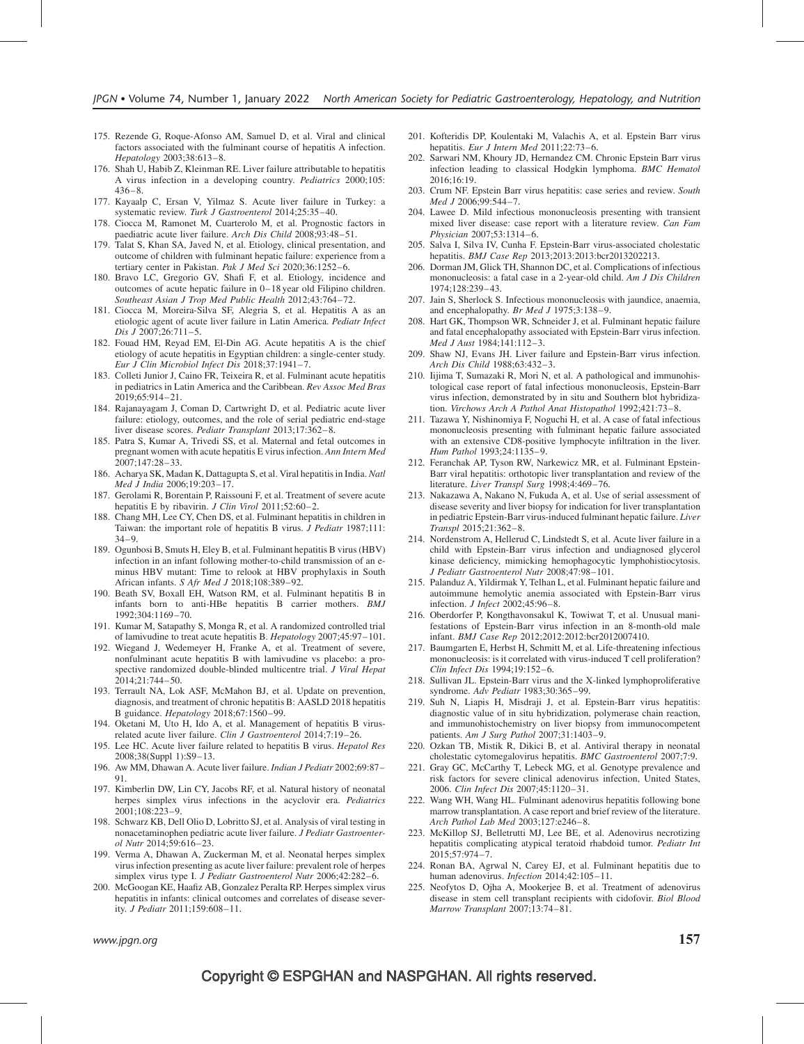175. Rezende G, Roque-Afonso AM, Samuel D, et al. Viral and clinical factors associated with the fulminant course of hepatitis A infection. *Hepatology* 2003;38:613–8.
176. Shah U, Habib Z, Kleinman RE. Liver failure attributable to hepatitis A virus infection in a developing country. *Pediatrics* 2000;105: 436–8.
177. Kayaalp C, Ersan V, Yilmaz S. Acute liver failure in Turkey: a systematic review. *Turk J Gastroenterol* 2014;25:35–40.
178. Ciocca M, Ramonet M, Cuarterolo M, et al. Prognostic factors in paediatric acute liver failure. *Arch Dis Child* 2008;93:48–51.
179. Talat S, Khan SA, Javed N, et al. Etiology, clinical presentation, and outcome of children with fulminant hepatic failure: experience from a tertiary center in Pakistan. *Pak J Med Sci* 2020;36:1252–6.
180. Bravo LC, Gregorio GV, Shafi F, et al. Etiology, incidence and outcomes of acute hepatic failure in 0–18 year old Filipino children. *Southeast Asian J Trop Med Public Health* 2012;43:764–72.
181. Ciocca M, Moreira-Silva SF, Alegria S, et al. Hepatitis A as an etiologic agent of acute liver failure in Latin America. *Pediatr Infect Dis J* 2007;26:711–5.
182. Fouad HM, Reyad EM, El-Din AG. Acute hepatitis A is the chief etiology of acute hepatitis in Egyptian children: a single-center study. *Eur J Clin Microbiol Infect Dis* 2018;37:1941–7.
183. Colleti Junior J, Caino FR, Teixeira R, et al. Fulminant acute hepatitis in pediatrics in Latin America and the Caribbean. *Rev Assoc Med Bras* 2019;65:914–21.
184. Rajanayagam J, Coman D, Cartwright D, et al. Pediatric acute liver failure: etiology, outcomes, and the role of serial pediatric end-stage liver disease scores. *Pediatr Transplant* 2013;17:362–8.
185. Patra S, Kumar A, Trivedi SS, et al. Maternal and fetal outcomes in pregnant women with acute hepatitis E virus infection. *Ann Intern Med* 2007;147:28–33.
186. Acharya SK, Madan K, Dattagupta S, et al. Viral hepatitis in India. *Natl Med J India* 2006;19:203–17.
187. Gerolami R, Borentain P, Raissouni F, et al. Treatment of severe acute hepatitis E by ribavirin. *J Clin Virol* 2011;52:60–2.
188. Chang MH, Lee CY, Chen DS, et al. Fulminant hepatitis in children in Taiwan: the important role of hepatitis B virus. *J Pediatr* 1987;111: 34–9.
189. Ogunbosi B, Smuts H, Eley B, et al. Fulminant hepatitis B virus (HBV) infection in an infant following mother-to-child transmission of an e-minus HBV mutant: Time to relook at HBV prophylaxis in South African infants. *S Afr Med J* 2018;108:389–92.
190. Beath SV, Boxall EH, Watson RM, et al. Fulminant hepatitis B in infants born to anti-HBe hepatitis B carrier mothers. *BMJ* 1992;304:1169–70.
191. Kumar M, Satapathy S, Monga R, et al. A randomized controlled trial of lamivudine to treat acute hepatitis B. *Hepatology* 2007;45:97–101.
192. Wiegand J, Wedemeyer H, Franke A, et al. Treatment of severe, nonfulminant acute hepatitis B with lamivudine vs placebo: a prospective randomized double-blinded multicentre trial. *J Viral Hepat* 2014;21:744–50.
193. Terrault NA, Lok ASF, McMahon BJ, et al. Update on prevention, diagnosis, and treatment of chronic hepatitis B: AASLD 2018 hepatitis B guidance. *Hepatology* 2018;67:1560–99.
194. Oketani M, Uto H, Ido A, et al. Management of hepatitis B virus-related acute liver failure. *Clin J Gastroenterol* 2014;7:19–26.
195. Lee HC. Acute liver failure related to hepatitis B virus. *Hepatol Res* 2008;38(Suppl 1):S9–13.
196. Aw MM, Dhawan A. Acute liver failure. *Indian J Pediatr* 2002;69:87–91.
197. Kimberlin DW, Lin CY, Jacobs RF, et al. Natural history of neonatal herpes simplex virus infections in the acyclovir era. *Pediatrics* 2001;108:223–9.
198. Schwarz KB, Dell Olio D, Lobritto SJ, et al. Analysis of viral testing in nonacetaminophen pediatric acute liver failure. *J Pediatr Gastroenterol Nutr* 2014;59:616–23.
199. Verma A, Dhawan A, Zuckerman M, et al. Neonatal herpes simplex virus infection presenting as acute liver failure: prevalent role of herpes simplex virus type I. *J Pediatr Gastroenterol Nutr* 2006;42:282–6.
200. McGoogan KE, Haafiz AB, Gonzalez Peralta RP. Herpes simplex virus hepatitis in infants: clinical outcomes and correlates of disease severity. *J Pediatr* 2011;159:608–11.
201. Kofteridis DP, Koulentaki M, Valachis A, et al. Epstein Barr virus hepatitis. *Eur J Intern Med* 2011;22:73–6.
202. Sarwari NM, Khoury JD, Hernandez CM. Chronic Epstein Barr virus infection leading to classical Hodgkin lymphoma. *BMC Hematol* 2016;16:19.
203. Crum NF. Epstein Barr virus hepatitis: case series and review. *South Med J* 2006;99:544–7.
204. Lawee D. Mild infectious mononucleosis presenting with transient mixed liver disease: case report with a literature review. *Can Fam Physician* 2007;53:1314–6.
205. Salva I, Silva IV, Cunha F. Epstein-Barr virus-associated cholestatic hepatitis. *BMJ Case Rep* 2013;2013:2013:bcr2013202213.
206. Dorman JM, Glick TH, Shannon DC, et al. Complications of infectious mononucleosis: a fatal case in a 2-year-old child. *Am J Dis Children* 1974;128:239–43.
207. Jain S, Sherlock S. Infectious mononucleosis with jaundice, anaemia, and encephalopathy. *Br Med J* 1975;3:138–9.
208. Hart GK, Thompson WR, Schneider J, et al. Fulminant hepatic failure and fatal encephalopathy associated with Epstein-Barr virus infection. *Med J Aust* 1984;141:112–3.
209. Shaw NJ, Evans JH. Liver failure and Epstein-Barr virus infection. *Arch Dis Child* 1988;63:432–3.
210. Iijima T, Sumazaki R, Mori N, et al. A pathological and immunohistological case report of fatal infectious mononucleosis, Epstein-Barr virus infection, demonstrated by in situ and Southern blot hybridization. *Virchows Arch A Pathol Anat Histopathol* 1992;421:73–8.
211. Tazawa Y, Nishinomiya F, Noguchi H, et al. A case of fatal infectious mononucleosis presenting with fulminant hepatic failure associated with an extensive CD8-positive lymphocyte infiltration in the liver. *Hum Pathol* 1993;24:1135–9.
212. Feranchak AP, Tyson RW, Narkewicz MR, et al. Fulminant Epstein-Barr viral hepatitis: orthotopic liver transplantation and review of the literature. *Liver Transpl Surg* 1998;4:469–76.
213. Nakazawa A, Nakano N, Fukuda A, et al. Use of serial assessment of disease severity and liver biopsy for indication for liver transplantation in pediatric Epstein-Barr virus-induced fulminant hepatic failure. *Liver Transpl* 2015;21:362–8.
214. Nordenstrom A, Hellerud C, Lindstedt S, et al. Acute liver failure in a child with Epstein-Barr virus infection and undiagnosed glycerol kinase deficiency, mimicking hemophagocytic lymphohistiocytosis. *J Pediatr Gastroenterol Nutr* 2008;47:98–101.
215. Palanduz A, Yildirmak Y, Telhan L, et al. Fulminant hepatic failure and autoimmune hemolytic anemia associated with Epstein-Barr virus infection. *J Infect* 2002;45:96–8.
216. Oberdorfer P, Kongthavonsakul K, Towiwat T, et al. Unusual manifestations of Epstein-Barr virus infection in an 8-month-old male infant. *BMJ Case Rep* 2012;2012:2012:bcr2012007410.
217. Baumgarten E, Herbst H, Schmitt M, et al. Life-threatening infectious mononucleosis: is it correlated with virus-induced T cell proliferation? *Clin Infect Dis* 1994;19:152–6.
218. Sullivan JL. Epstein-Barr virus and the X-linked lymphoproliferative syndrome. *Adv Pediatr* 1983;30:365–99.
219. Suh N, Liapis H, Misdraji J, et al. Epstein-Barr virus hepatitis: diagnostic value of in situ hybridization, polymerase chain reaction, and immunohistochemistry on liver biopsy from immunocompetent patients. *Am J Surg Pathol* 2007;31:1403–9.
220. Ozkan TB, Mistik R, Dikici B, et al. Antiviral therapy in neonatal cholestatic cytomegalovirus hepatitis. *BMC Gastroenterol* 2007;7:9.
221. Gray GC, McCarthy T, Lebeck MG, et al. Genotype prevalence and risk factors for severe clinical adenovirus infection, United States, 2006. *Clin Infect Dis* 2007;45:1120–31.
222. Wang WH, Wang HL. Fulminant adenovirus hepatitis following bone marrow transplantation. A case report and brief review of the literature. *Arch Pathol Lab Med* 2003;127:e246–8.
223. McKillop SJ, Belletrutti MJ, Lee BE, et al. Adenovirus necrotizing hepatitis complicating atypical teratoid rhabdoid tumor. *Pediatr Int* 2015;57:974–7.
224. Ronan BA, Agrwal N, Carey EJ, et al. Fulminant hepatitis due to human adenovirus. *Infection* 2014;42:105–11.
225. Neofytos D, Ojha A, Mookerjee B, et al. Treatment of adenovirus disease in stem cell transplant recipients with cidofovir. *Biol Blood Marrow Transplant* 2007;13:74–81.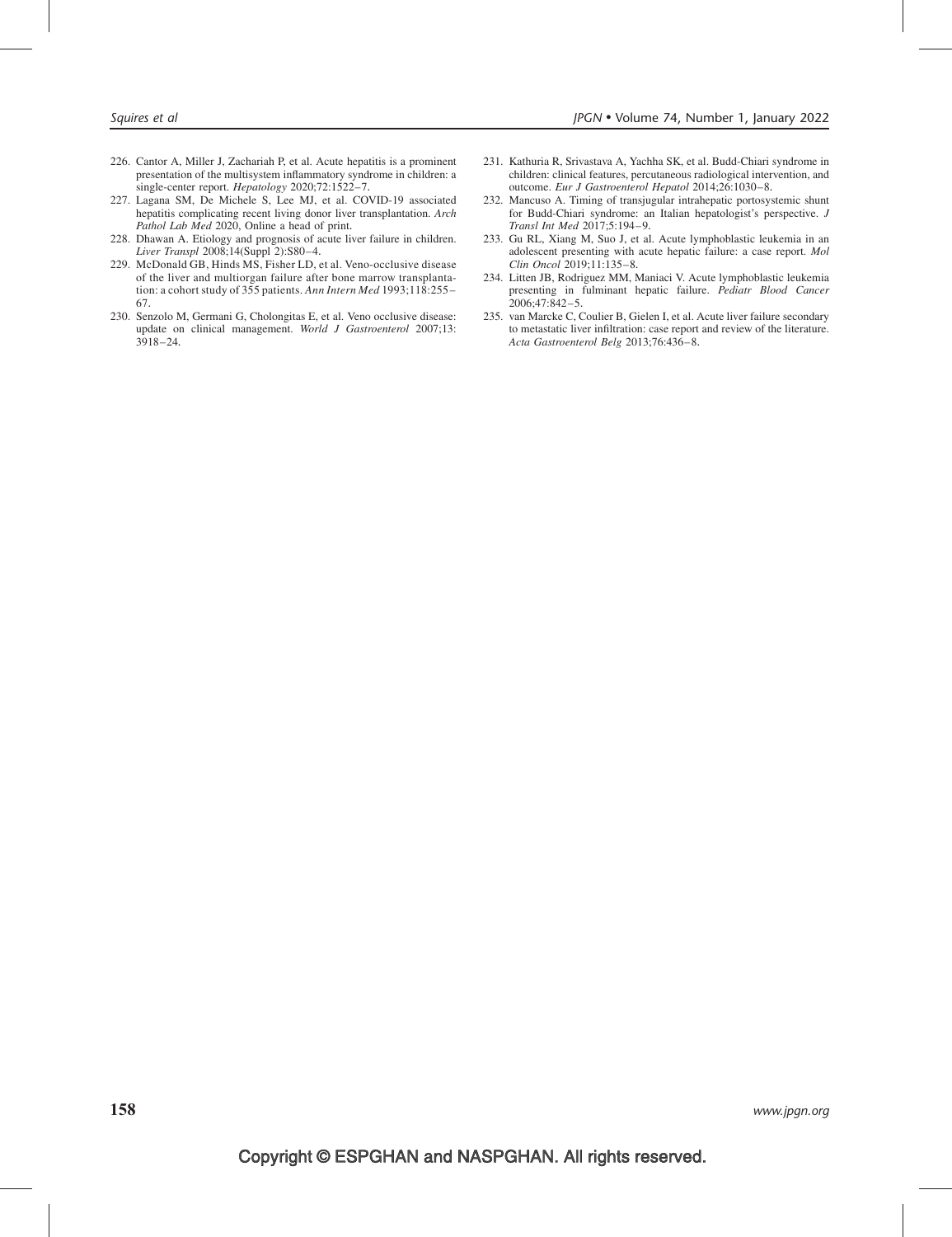226. Cantor A, Miller J, Zachariah P, et al. Acute hepatitis is a prominent presentation of the multisystem inflammatory syndrome in children: a single-center report. *Hepatology* 2020;72:1522–7.
227. Lagana SM, De Michele S, Lee MJ, et al. COVID-19 associated hepatitis complicating recent living donor liver transplantation. *Arch Pathol Lab Med* 2020, Online a head of print.
228. Dhawan A. Etiology and prognosis of acute liver failure in children. *Liver Transpl* 2008;14(Suppl 2):S80–4.
229. McDonald GB, Hinds MS, Fisher LD, et al. Veno-occlusive disease of the liver and multiorgan failure after bone marrow transplantation: a cohort study of 355 patients. *Ann Intern Med* 1993;118:255–67.
230. Senzolo M, Germani G, Cholongitas E, et al. Veno occlusive disease: update on clinical management. *World J Gastroenterol* 2007;13:3918–24.
231. Kathuria R, Srivastava A, Yachha SK, et al. Budd-Chiari syndrome in children: clinical features, percutaneous radiological intervention, and outcome. *Eur J Gastroenterol Hepatol* 2014;26:1030–8.
232. Mancuso A. Timing of transjugular intrahepatic portosystemic shunt for Budd-Chiari syndrome: an Italian hepatologist's perspective. *J Transl Int Med* 2017;5:194–9.
233. Gu RL, Xiang M, Suo J, et al. Acute lymphoblastic leukemia in an adolescent presenting with acute hepatic failure: a case report. *Mol Clin Oncol* 2019;11:135–8.
234. Litten JB, Rodriguez MM, Maniaci V. Acute lymphoblastic leukemia presenting in fulminant hepatic failure. *Pediatr Blood Cancer* 2006;47:842–5.
235. van Marcke C, Coulier B, Gielen I, et al. Acute liver failure secondary to metastatic liver infiltration: case report and review of the literature. *Acta Gastroenterol Belg* 2013;76:436–8.

Copyright © ESPGHAN and NASPGHAN. All rights reserved.